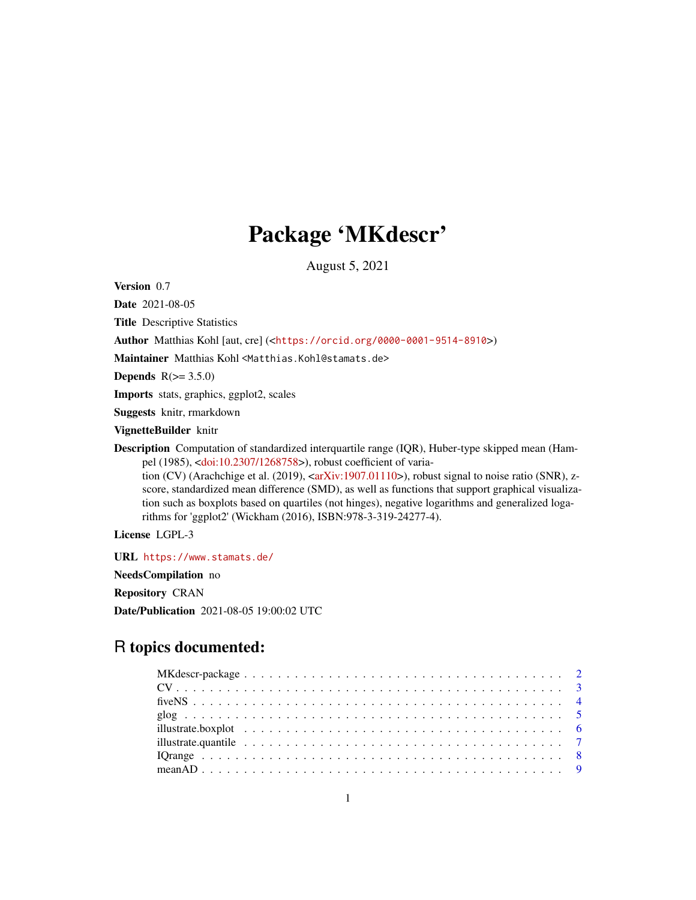# Package 'MKdescr'

August 5, 2021

**Version** 0.7

**Date** 2021-08-05

**Title** Descriptive Statistics

**Author** Matthias Kohl [aut, cre] (<https://orcid.org/0000-0001-9514-8910>)

**Maintainer** Matthias Kohl <Matthias.Kohl@stamats.de>

**Depends** R(>= 3.5.0)

**Imports** stats, graphics, ggplot2, scales

**Suggests** knitr, rmarkdown

**VignetteBuilder** knitr

**Description** Computation of standardized interquartile range (IQR), Huber-type skipped mean (Hampel (1985), <doi:10.2307/1268758>), robust coefficient of variation (CV) (Arachchige et al. (2019), <arXiv:1907.01110>), robust signal to noise ratio (SNR), z-score, standardized mean difference (SMD), as well as functions that support graphical visualization such as boxplots based on quartiles (not hinges), negative logarithms and generalized logarithms for 'ggplot2' (Wickham (2016), ISBN:978-3-319-24277-4).

**License** LGPL-3

**URL** https://www.stamats.de/

**NeedsCompilation** no

**Repository** CRAN

**Date/Publication** 2021-08-05 19:00:02 UTC

## R topics documented:

| | |
|---|---|
| MKdescr-package | 2 |
| CV | 3 |
| fiveNS | 4 |
| glog | 5 |
| illustrate.boxplot | 6 |
| illustrate.quantile | 7 |
| IQrange | 8 |
| meanAD | 9 |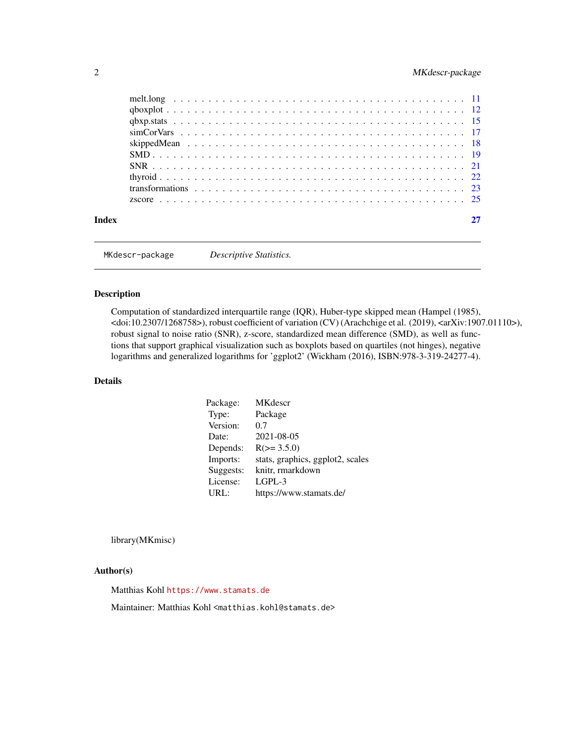| | |
|---|---|
| melt.long | 11 |
| qboxplot | 12 |
| qbxp.stats | 15 |
| simCorVars | 17 |
| skippedMean | 18 |
| SMD | 19 |
| SNR | 21 |
| thyroid | 22 |
| transformations | 23 |
| zscore | 25 |

**Index** 27

---

`MKdescr-package` *Descriptive Statistics.*

---

## Description

Computation of standardized interquartile range (IQR), Huber-type skipped mean (Hampel (1985), <doi:10.2307/1268758>), robust coefficient of variation (CV) (Arachchige et al. (2019), <arXiv:1907.01110>), robust signal to noise ratio (SNR), z-score, standardized mean difference (SMD), as well as functions that support graphical visualization such as boxplots based on quartiles (not hinges), negative logarithms and generalized logarithms for 'ggplot2' (Wickham (2016), ISBN:978-3-319-24277-4).

## Details

| | |
|---|---|
| Package: | MKdescr |
| Type: | Package |
| Version: | 0.7 |
| Date: | 2021-08-05 |
| Depends: | R(>= 3.5.0) |
| Imports: | stats, graphics, ggplot2, scales |
| Suggests: | knitr, rmarkdown |
| License: | LGPL-3 |
| URL: | https://www.stamats.de/ |

library(MKmisc)

## Author(s)

Matthias Kohl `https://www.stamats.de`

Maintainer: Matthias Kohl `<matthias.kohl@stamats.de>`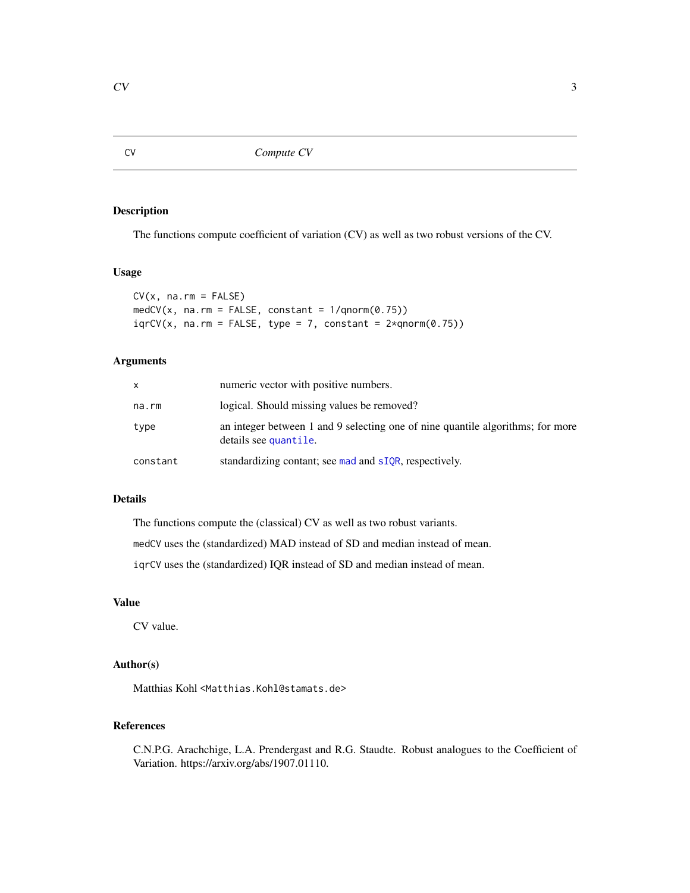CV *Compute CV*

## Description

The functions compute coefficient of variation (CV) as well as two robust versions of the CV.

## Usage

```
CV(x, na.rm = FALSE)
medCV(x, na.rm = FALSE, constant = 1/qnorm(0.75))
iqrCV(x, na.rm = FALSE, type = 7, constant = 2*qnorm(0.75))
```

## Arguments

| | |
|---|---|
| x | numeric vector with positive numbers. |
| na.rm | logical. Should missing values be removed? |
| type | an integer between 1 and 9 selecting one of nine quantile algorithms; for more details see `quantile`. |
| constant | standardizing contant; see `mad` and `sIQR`, respectively. |

## Details

The functions compute the (classical) CV as well as two robust variants.

`medCV` uses the (standardized) MAD instead of SD and median instead of mean.

`iqrCV` uses the (standardized) IQR instead of SD and median instead of mean.

## Value

CV value.

## Author(s)

Matthias Kohl <Matthias.Kohl@stamats.de>

## References

C.N.P.G. Arachchige, L.A. Prendergast and R.G. Staudte. Robust analogues to the Coefficient of Variation. https://arxiv.org/abs/1907.01110.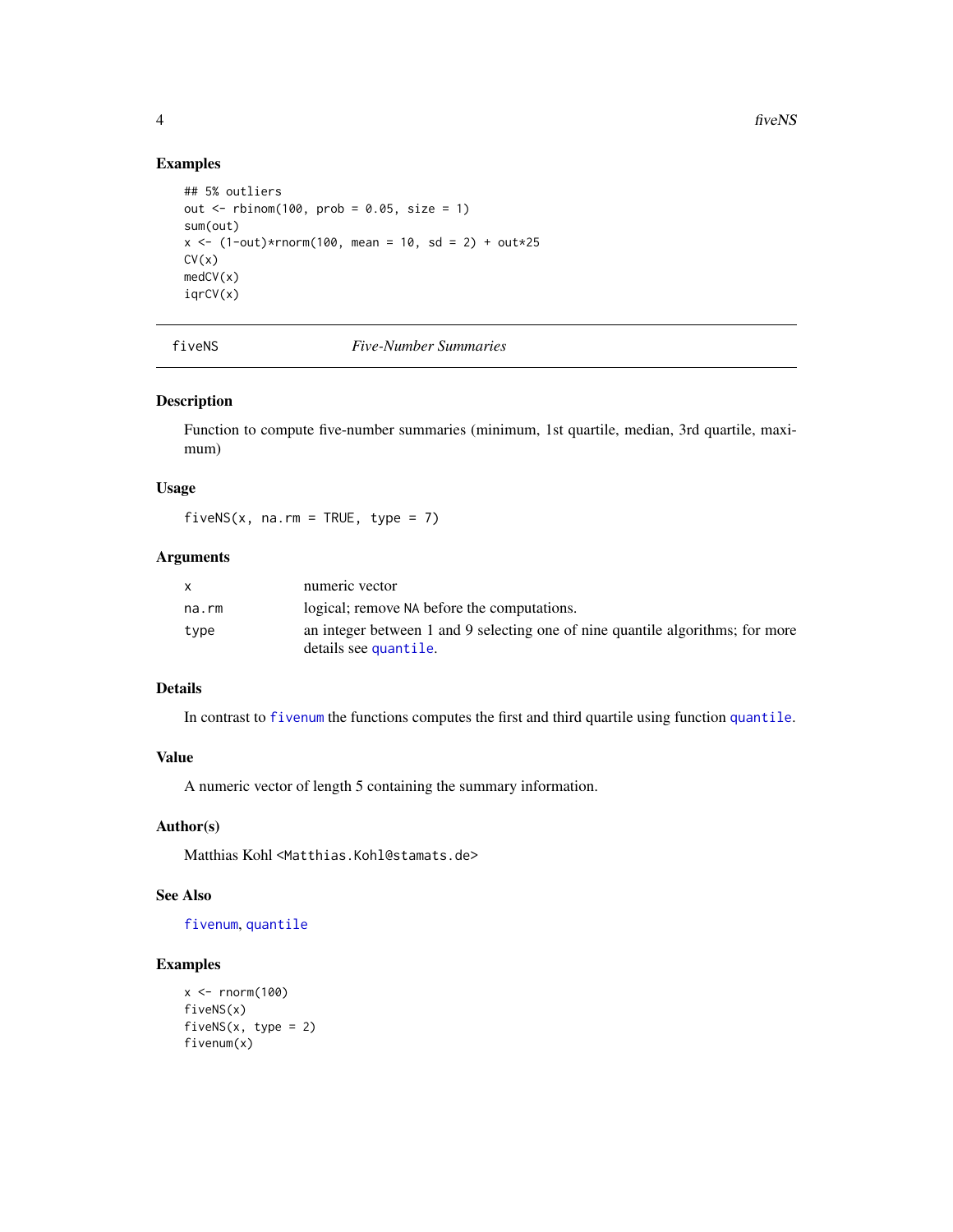### Examples

```
## 5% outliers
out <- rbinom(100, prob = 0.05, size = 1)
sum(out)
x <- (1-out)*rnorm(100, mean = 10, sd = 2) + out*25
CV(x)
medCV(x)
iqrCV(x)
```

---

## fiveNS — *Five-Number Summaries*

---

### Description

Function to compute five-number summaries (minimum, 1st quartile, median, 3rd quartile, maximum)

### Usage

```
fiveNS(x, na.rm = TRUE, type = 7)
```

### Arguments

| | |
|---|---|
| `x` | numeric vector |
| `na.rm` | logical; remove `NA` before the computations. |
| `type` | an integer between 1 and 9 selecting one of nine quantile algorithms; for more details see `quantile`. |

### Details

In contrast to `fivenum` the functions computes the first and third quartile using function `quantile`.

### Value

A numeric vector of length 5 containing the summary information.

### Author(s)

Matthias Kohl <Matthias.Kohl@stamats.de>

### See Also

`fivenum`, `quantile`

### Examples

```
x <- rnorm(100)
fiveNS(x)
fiveNS(x, type = 2)
fivenum(x)
```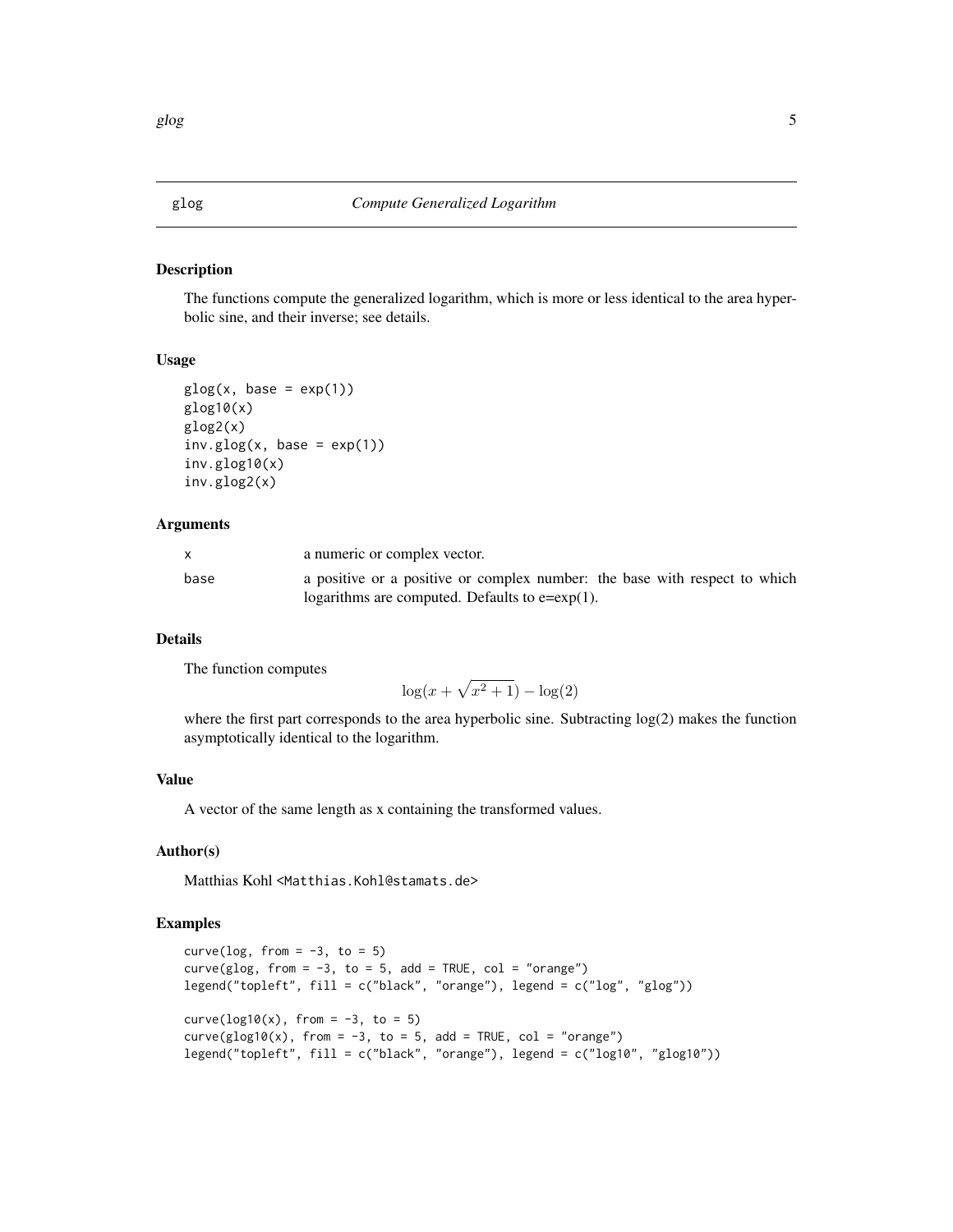## glog — *Compute Generalized Logarithm*

### Description

The functions compute the generalized logarithm, which is more or less identical to the area hyperbolic sine, and their inverse; see details.

### Usage

```
glog(x, base = exp(1))
glog10(x)
glog2(x)
inv.glog(x, base = exp(1))
inv.glog10(x)
inv.glog2(x)
```

### Arguments

| | |
|---|---|
| `x` | a numeric or complex vector. |
| `base` | a positive or a positive or complex number: the base with respect to which logarithms are computed. Defaults to e=exp(1). |

### Details

The function computes

$$\log(x + \sqrt{x^2 + 1}) - \log(2)$$

where the first part corresponds to the area hyperbolic sine. Subtracting log(2) makes the function asymptotically identical to the logarithm.

### Value

A vector of the same length as x containing the transformed values.

### Author(s)

Matthias Kohl <Matthias.Kohl@stamats.de>

### Examples

```
curve(log, from = -3, to = 5)
curve(glog, from = -3, to = 5, add = TRUE, col = "orange")
legend("topleft", fill = c("black", "orange"), legend = c("log", "glog"))

curve(log10(x), from = -3, to = 5)
curve(glog10(x), from = -3, to = 5, add = TRUE, col = "orange")
legend("topleft", fill = c("black", "orange"), legend = c("log10", "glog10"))
```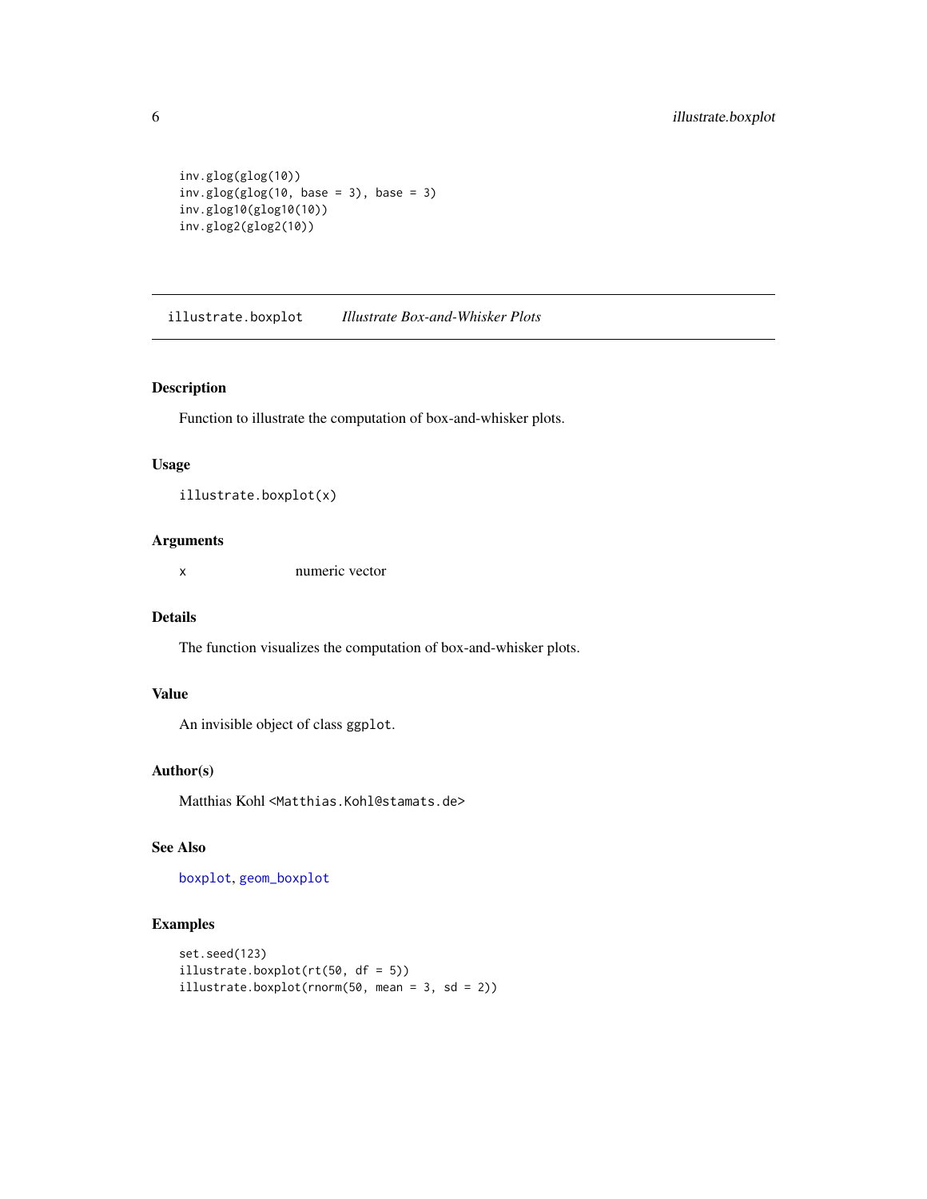```
inv.glog(glog(10))
inv.glog(glog(10, base = 3), base = 3)
inv.glog10(glog10(10))
inv.glog2(glog2(10))
```

## illustrate.boxplot — *Illustrate Box-and-Whisker Plots*

### Description

Function to illustrate the computation of box-and-whisker plots.

### Usage

```
illustrate.boxplot(x)
```

### Arguments

| | |
|---|---|
| x | numeric vector |

### Details

The function visualizes the computation of box-and-whisker plots.

### Value

An invisible object of class `ggplot`.

### Author(s)

Matthias Kohl <Matthias.Kohl@stamats.de>

### See Also

`boxplot`, `geom_boxplot`

### Examples

```
set.seed(123)
illustrate.boxplot(rt(50, df = 5))
illustrate.boxplot(rnorm(50, mean = 3, sd = 2))
```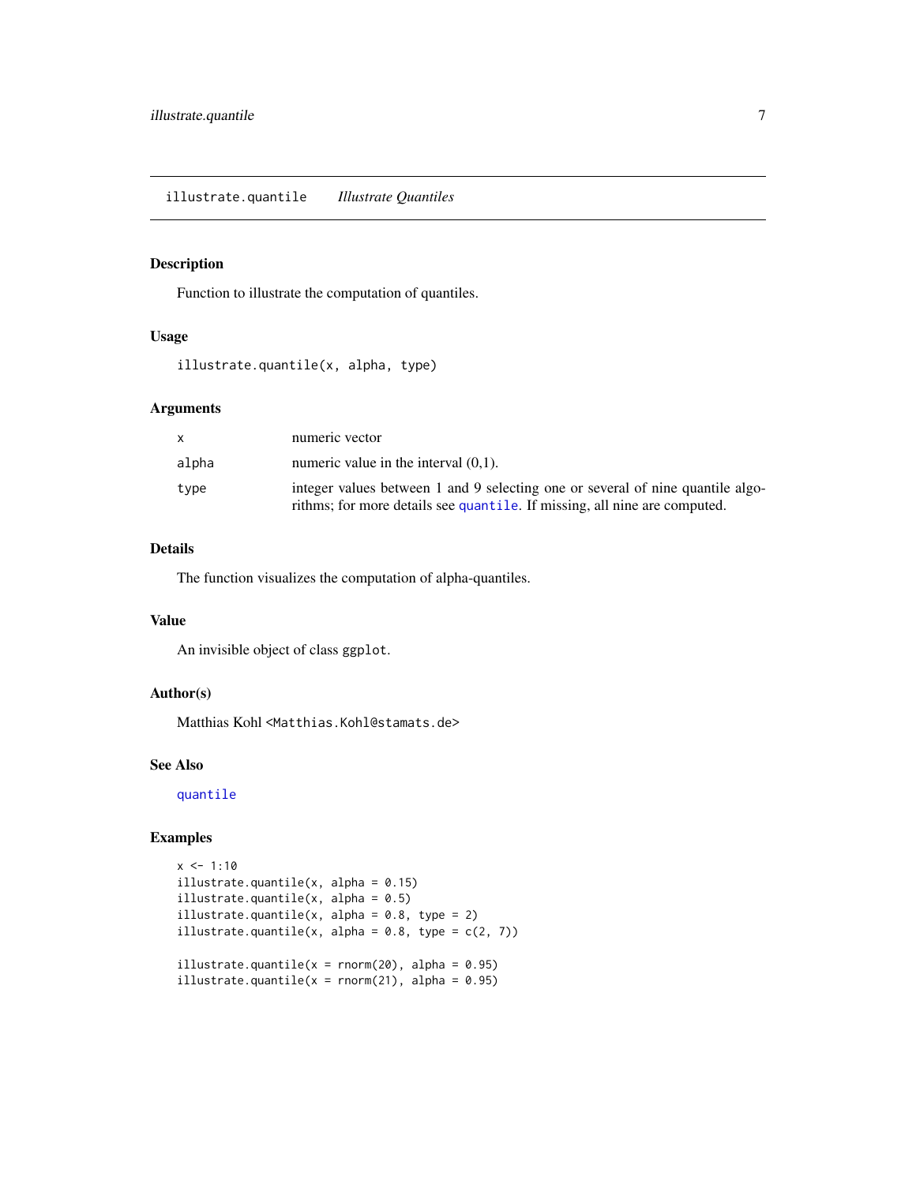## illustrate.quantile *Illustrate Quantiles*

### Description

Function to illustrate the computation of quantiles.

### Usage

```
illustrate.quantile(x, alpha, type)
```

### Arguments

| | |
|---|---|
| x | numeric vector |
| alpha | numeric value in the interval (0,1). |
| type | integer values between 1 and 9 selecting one or several of nine quantile algorithms; for more details see `quantile`. If missing, all nine are computed. |

### Details

The function visualizes the computation of alpha-quantiles.

### Value

An invisible object of class `ggplot`.

### Author(s)

Matthias Kohl <`Matthias.Kohl@stamats.de`>

### See Also

`quantile`

### Examples

```
x <- 1:10
illustrate.quantile(x, alpha = 0.15)
illustrate.quantile(x, alpha = 0.5)
illustrate.quantile(x, alpha = 0.8, type = 2)
illustrate.quantile(x, alpha = 0.8, type = c(2, 7))

illustrate.quantile(x = rnorm(20), alpha = 0.95)
illustrate.quantile(x = rnorm(21), alpha = 0.95)
```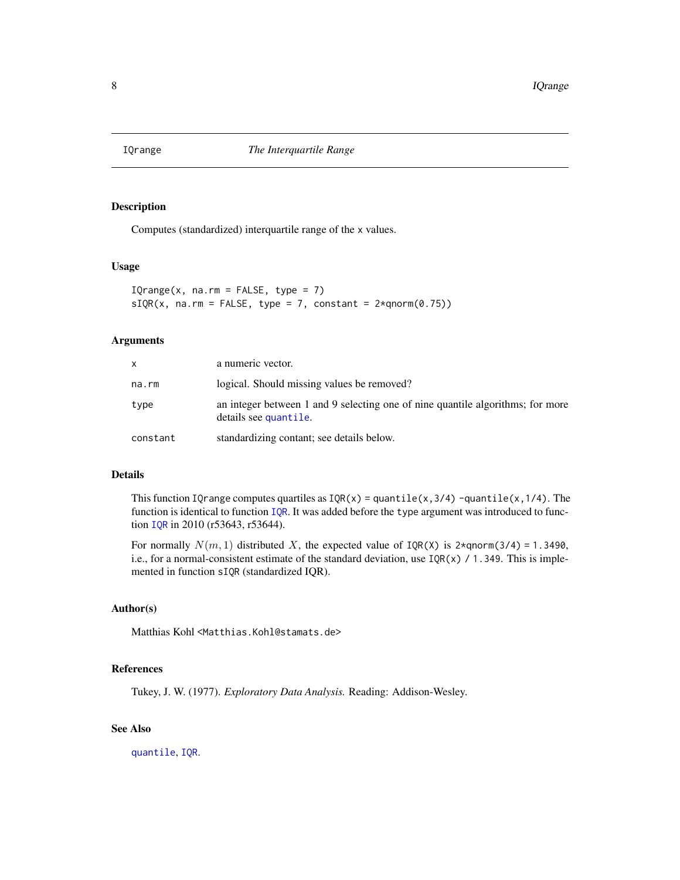## IQrange *The Interquartile Range*

### Description

Computes (standardized) interquartile range of the x values.

### Usage

```
IQrange(x, na.rm = FALSE, type = 7)
sIQR(x, na.rm = FALSE, type = 7, constant = 2*qnorm(0.75))
```

### Arguments

| | |
|---|---|
| x | a numeric vector. |
| na.rm | logical. Should missing values be removed? |
| type | an integer between 1 and 9 selecting one of nine quantile algorithms; for more details see quantile. |
| constant | standardizing contant; see details below. |

### Details

This function IQrange computes quartiles as `IQR(x) = quantile(x,3/4) -quantile(x,1/4)`. The function is identical to function IQR. It was added before the type argument was introduced to function IQR in 2010 (r53643, r53644).

For normally $N(m, 1)$ distributed $X$, the expected value of `IQR(X)` is `2*qnorm(3/4) = 1.3490`, i.e., for a normal-consistent estimate of the standard deviation, use `IQR(x) / 1.349`. This is implemented in function sIQR (standardized IQR).

### Author(s)

Matthias Kohl <Matthias.Kohl@stamats.de>

### References

Tukey, J. W. (1977). *Exploratory Data Analysis.* Reading: Addison-Wesley.

### See Also

quantile, IQR.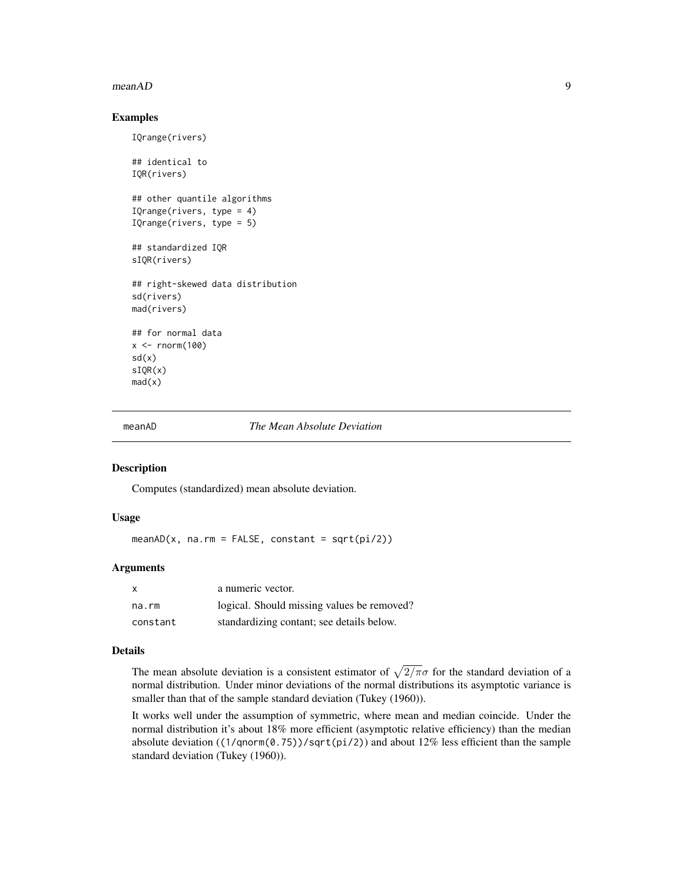### Examples

```
IQrange(rivers)

## identical to
IQR(rivers)

## other quantile algorithms
IQrange(rivers, type = 4)
IQrange(rivers, type = 5)

## standardized IQR
sIQR(rivers)

## right-skewed data distribution
sd(rivers)
mad(rivers)

## for normal data
x <- rnorm(100)
sd(x)
sIQR(x)
mad(x)
```

---

## meanAD *The Mean Absolute Deviation*

---

### Description

Computes (standardized) mean absolute deviation.

### Usage

```
meanAD(x, na.rm = FALSE, constant = sqrt(pi/2))
```

### Arguments

| | |
|---|---|
| x | a numeric vector. |
| na.rm | logical. Should missing values be removed? |
| constant | standardizing contant; see details below. |

### Details

The mean absolute deviation is a consistent estimator of $\sqrt{2/\pi}\sigma$ for the standard deviation of a normal distribution. Under minor deviations of the normal distributions its asymptotic variance is smaller than that of the sample standard deviation (Tukey (1960)).

It works well under the assumption of symmetric, where mean and median coincide. Under the normal distribution it's about 18% more efficient (asymptotic relative efficiency) than the median absolute deviation (`(1/qnorm(0.75))/sqrt(pi/2)`) and about 12% less efficient than the sample standard deviation (Tukey (1960)).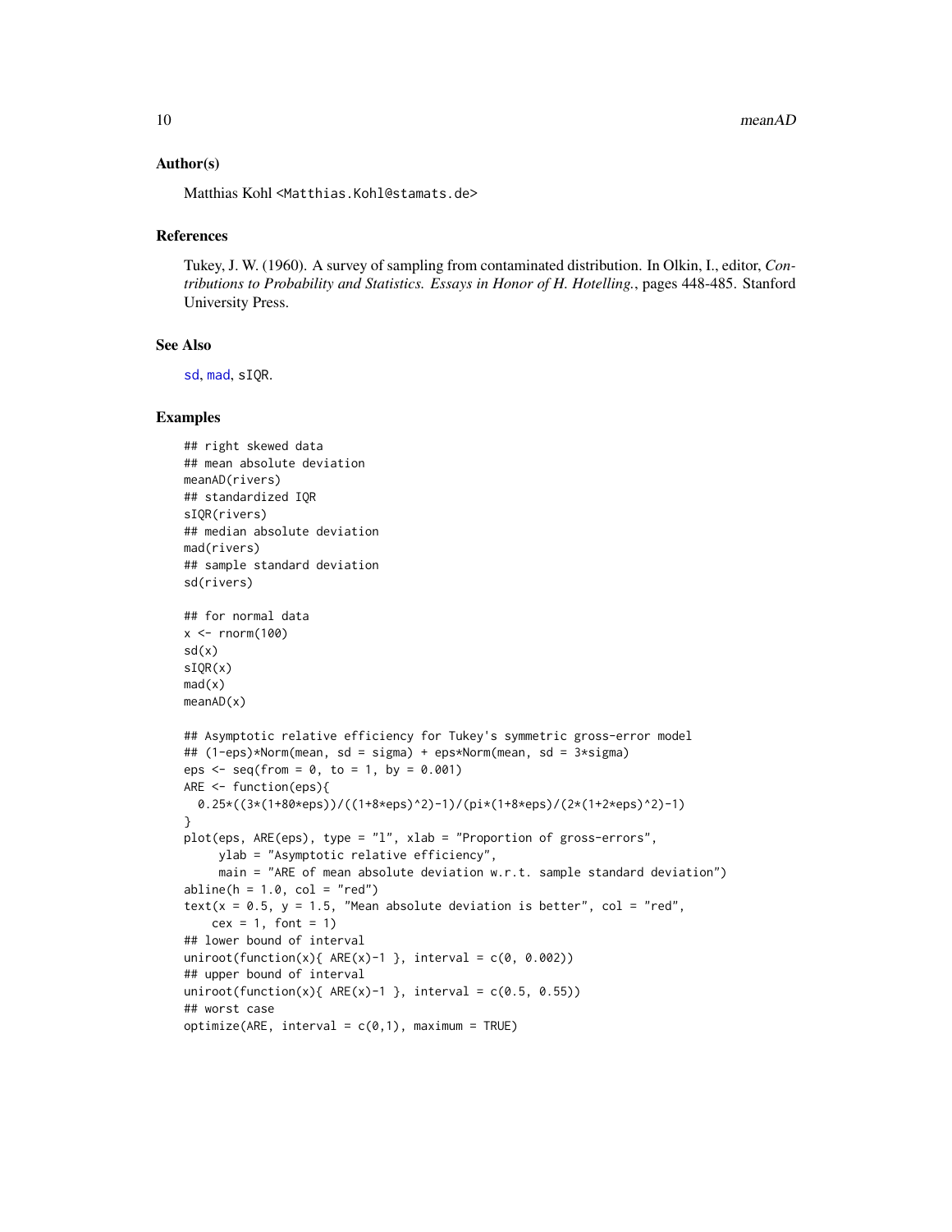### Author(s)

Matthias Kohl <Matthias.Kohl@stamats.de>

### References

Tukey, J. W. (1960). A survey of sampling from contaminated distribution. In Olkin, I., editor, *Contributions to Probability and Statistics. Essays in Honor of H. Hotelling.*, pages 448-485. Stanford University Press.

### See Also

sd, mad, sIQR.

### Examples

```
## right skewed data
## mean absolute deviation
meanAD(rivers)
## standardized IQR
sIQR(rivers)
## median absolute deviation
mad(rivers)
## sample standard deviation
sd(rivers)

## for normal data
x <- rnorm(100)
sd(x)
sIQR(x)
mad(x)
meanAD(x)

## Asymptotic relative efficiency for Tukey's symmetric gross-error model
## (1-eps)*Norm(mean, sd = sigma) + eps*Norm(mean, sd = 3*sigma)
eps <- seq(from = 0, to = 1, by = 0.001)
ARE <- function(eps){
  0.25*((3*(1+80*eps))/((1+8*eps)^2)-1)/(pi*(1+8*eps)/(2*(1+2*eps)^2)-1)
}
plot(eps, ARE(eps), type = "l", xlab = "Proportion of gross-errors",
     ylab = "Asymptotic relative efficiency",
     main = "ARE of mean absolute deviation w.r.t. sample standard deviation")
abline(h = 1.0, col = "red")
text(x = 0.5, y = 1.5, "Mean absolute deviation is better", col = "red",
    cex = 1, font = 1)
## lower bound of interval
uniroot(function(x){ ARE(x)-1 }, interval = c(0, 0.002))
## upper bound of interval
uniroot(function(x){ ARE(x)-1 }, interval = c(0.5, 0.55))
## worst case
optimize(ARE, interval = c(0,1), maximum = TRUE)
```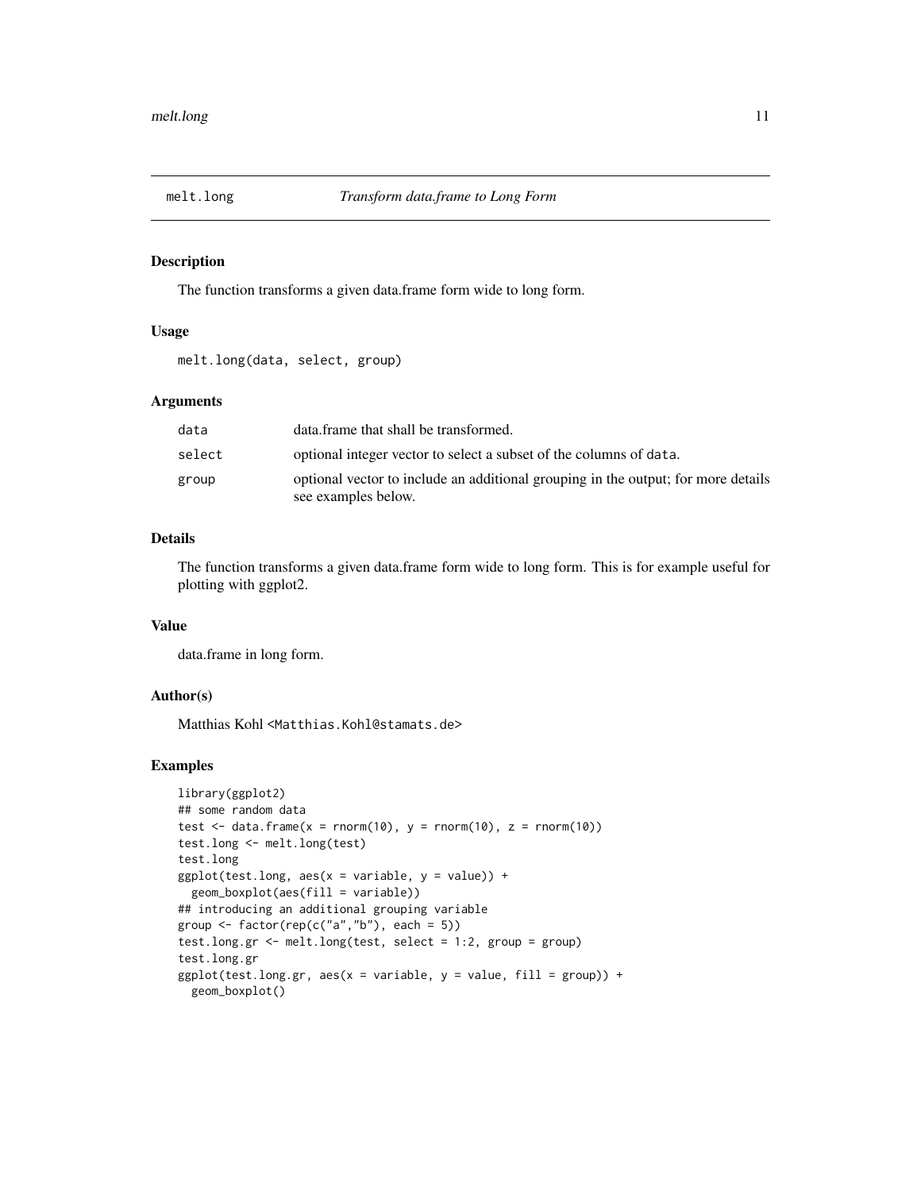## melt.long — *Transform data.frame to Long Form*

### Description

The function transforms a given data.frame form wide to long form.

### Usage

```
melt.long(data, select, group)
```

### Arguments

| | |
|---|---|
| `data` | data.frame that shall be transformed. |
| `select` | optional integer vector to select a subset of the columns of `data`. |
| `group` | optional vector to include an additional grouping in the output; for more details see examples below. |

### Details

The function transforms a given data.frame form wide to long form. This is for example useful for plotting with ggplot2.

### Value

data.frame in long form.

### Author(s)

Matthias Kohl <`Matthias.Kohl@stamats.de`>

### Examples

```
library(ggplot2)
## some random data
test <- data.frame(x = rnorm(10), y = rnorm(10), z = rnorm(10))
test.long <- melt.long(test)
test.long
ggplot(test.long, aes(x = variable, y = value)) +
  geom_boxplot(aes(fill = variable))
## introducing an additional grouping variable
group <- factor(rep(c("a","b"), each = 5))
test.long.gr <- melt.long(test, select = 1:2, group = group)
test.long.gr
ggplot(test.long.gr, aes(x = variable, y = value, fill = group)) +
  geom_boxplot()
```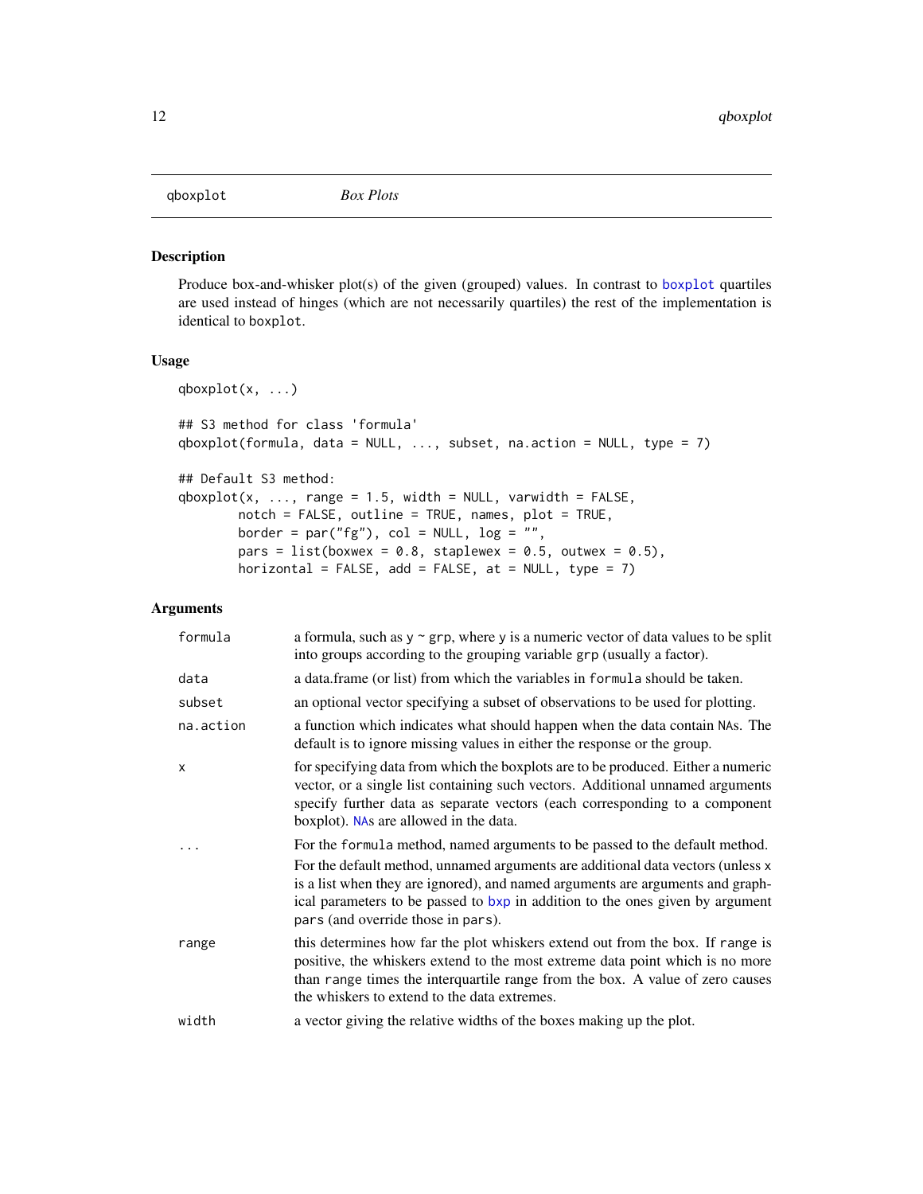qboxplot *Box Plots*

## Description

Produce box-and-whisker plot(s) of the given (grouped) values. In contrast to boxplot quartiles are used instead of hinges (which are not necessarily quartiles) the rest of the implementation is identical to boxplot.

## Usage

```
qboxplot(x, ...)

## S3 method for class 'formula'
qboxplot(formula, data = NULL, ..., subset, na.action = NULL, type = 7)

## Default S3 method:
qboxplot(x, ..., range = 1.5, width = NULL, varwidth = FALSE,
        notch = FALSE, outline = TRUE, names, plot = TRUE,
        border = par("fg"), col = NULL, log = "",
        pars = list(boxwex = 0.8, staplewex = 0.5, outwex = 0.5),
        horizontal = FALSE, add = FALSE, at = NULL, type = 7)
```

## Arguments

| | |
|---|---|
| formula | a formula, such as y ~ grp, where y is a numeric vector of data values to be split into groups according to the grouping variable grp (usually a factor). |
| data | a data.frame (or list) from which the variables in formula should be taken. |
| subset | an optional vector specifying a subset of observations to be used for plotting. |
| na.action | a function which indicates what should happen when the data contain NAs. The default is to ignore missing values in either the response or the group. |
| x | for specifying data from which the boxplots are to be produced. Either a numeric vector, or a single list containing such vectors. Additional unnamed arguments specify further data as separate vectors (each corresponding to a component boxplot). NAs are allowed in the data. |
| ... | For the formula method, named arguments to be passed to the default method. For the default method, unnamed arguments are additional data vectors (unless x is a list when they are ignored), and named arguments are arguments and graphical parameters to be passed to bxp in addition to the ones given by argument pars (and override those in pars). |
| range | this determines how far the plot whiskers extend out from the box. If range is positive, the whiskers extend to the most extreme data point which is no more than range times the interquartile range from the box. A value of zero causes the whiskers to extend to the data extremes. |
| width | a vector giving the relative widths of the boxes making up the plot. |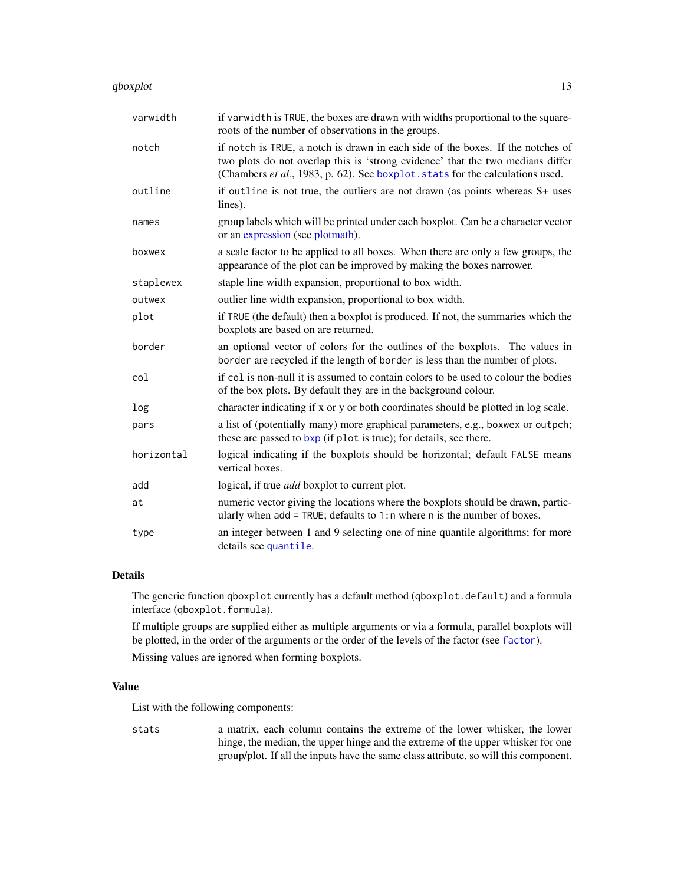| | |
|---|---|
| `varwidth` | if `varwidth` is `TRUE`, the boxes are drawn with widths proportional to the square-roots of the number of observations in the groups. |
| `notch` | if `notch` is `TRUE`, a notch is drawn in each side of the boxes. If the notches of two plots do not overlap this is 'strong evidence' that the two medians differ (Chambers *et al.*, 1983, p. 62). See `boxplot.stats` for the calculations used. |
| `outline` | if `outline` is not true, the outliers are not drawn (as points whereas S+ uses lines). |
| `names` | group labels which will be printed under each boxplot. Can be a character vector or an expression (see plotmath). |
| `boxwex` | a scale factor to be applied to all boxes. When there are only a few groups, the appearance of the plot can be improved by making the boxes narrower. |
| `staplewex` | staple line width expansion, proportional to box width. |
| `outwex` | outlier line width expansion, proportional to box width. |
| `plot` | if `TRUE` (the default) then a boxplot is produced. If not, the summaries which the boxplots are based on are returned. |
| `border` | an optional vector of colors for the outlines of the boxplots. The values in `border` are recycled if the length of `border` is less than the number of plots. |
| `col` | if `col` is non-null it is assumed to contain colors to be used to colour the bodies of the box plots. By default they are in the background colour. |
| `log` | character indicating if x or y or both coordinates should be plotted in log scale. |
| `pars` | a list of (potentially many) more graphical parameters, e.g., `boxwex` or `outpch`; these are passed to `bxp` (if `plot` is true); for details, see there. |
| `horizontal` | logical indicating if the boxplots should be horizontal; default `FALSE` means vertical boxes. |
| `add` | logical, if true *add* boxplot to current plot. |
| `at` | numeric vector giving the locations where the boxplots should be drawn, particularly when `add = TRUE`; defaults to `1:n` where `n` is the number of boxes. |
| `type` | an integer between 1 and 9 selecting one of nine quantile algorithms; for more details see `quantile`. |

## Details

The generic function `qboxplot` currently has a default method (`qboxplot.default`) and a formula interface (`qboxplot.formula`).

If multiple groups are supplied either as multiple arguments or via a formula, parallel boxplots will be plotted, in the order of the arguments or the order of the levels of the factor (see `factor`).

Missing values are ignored when forming boxplots.

## Value

List with the following components:

| | |
|---|---|
| `stats` | a matrix, each column contains the extreme of the lower whisker, the lower hinge, the median, the upper hinge and the extreme of the upper whisker for one group/plot. If all the inputs have the same class attribute, so will this component. |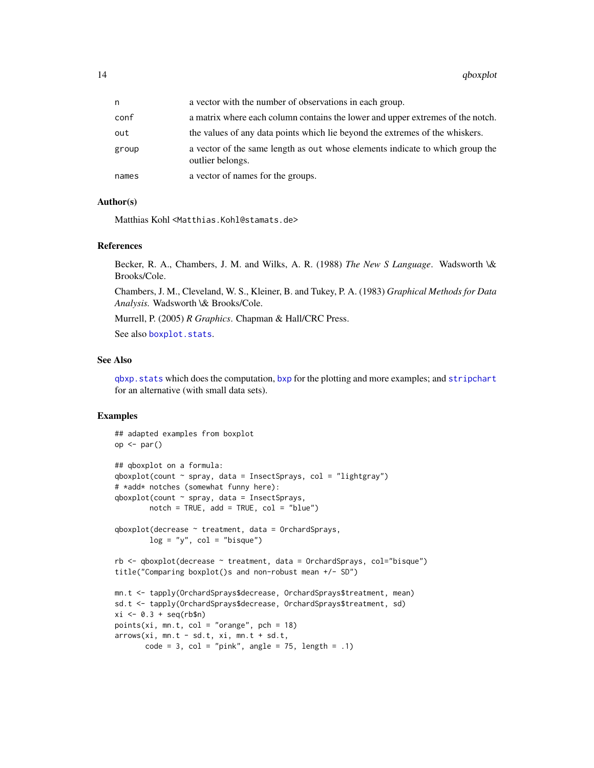| | |
|---|---|
| `n` | a vector with the number of observations in each group. |
| `conf` | a matrix where each column contains the lower and upper extremes of the notch. |
| `out` | the values of any data points which lie beyond the extremes of the whiskers. |
| `group` | a vector of the same length as `out` whose elements indicate to which group the outlier belongs. |
| `names` | a vector of names for the groups. |

### Author(s)

Matthias Kohl <Matthias.Kohl@stamats.de>

### References

Becker, R. A., Chambers, J. M. and Wilks, A. R. (1988) *The New S Language*. Wadsworth \& Brooks/Cole.

Chambers, J. M., Cleveland, W. S., Kleiner, B. and Tukey, P. A. (1983) *Graphical Methods for Data Analysis.* Wadsworth \& Brooks/Cole.

Murrell, P. (2005) *R Graphics*. Chapman & Hall/CRC Press.

See also `boxplot.stats`.

### See Also

`qbxp.stats` which does the computation, `bxp` for the plotting and more examples; and `stripchart` for an alternative (with small data sets).

### Examples

```
## adapted examples from boxplot
op <- par()

## qboxplot on a formula:
qboxplot(count ~ spray, data = InsectSprays, col = "lightgray")
# *add* notches (somewhat funny here):
qboxplot(count ~ spray, data = InsectSprays,
        notch = TRUE, add = TRUE, col = "blue")

qboxplot(decrease ~ treatment, data = OrchardSprays,
        log = "y", col = "bisque")

rb <- qboxplot(decrease ~ treatment, data = OrchardSprays, col="bisque")
title("Comparing boxplot()s and non-robust mean +/- SD")

mn.t <- tapply(OrchardSprays$decrease, OrchardSprays$treatment, mean)
sd.t <- tapply(OrchardSprays$decrease, OrchardSprays$treatment, sd)
xi <- 0.3 + seq(rb$n)
points(xi, mn.t, col = "orange", pch = 18)
arrows(xi, mn.t - sd.t, xi, mn.t + sd.t,
       code = 3, col = "pink", angle = 75, length = .1)
```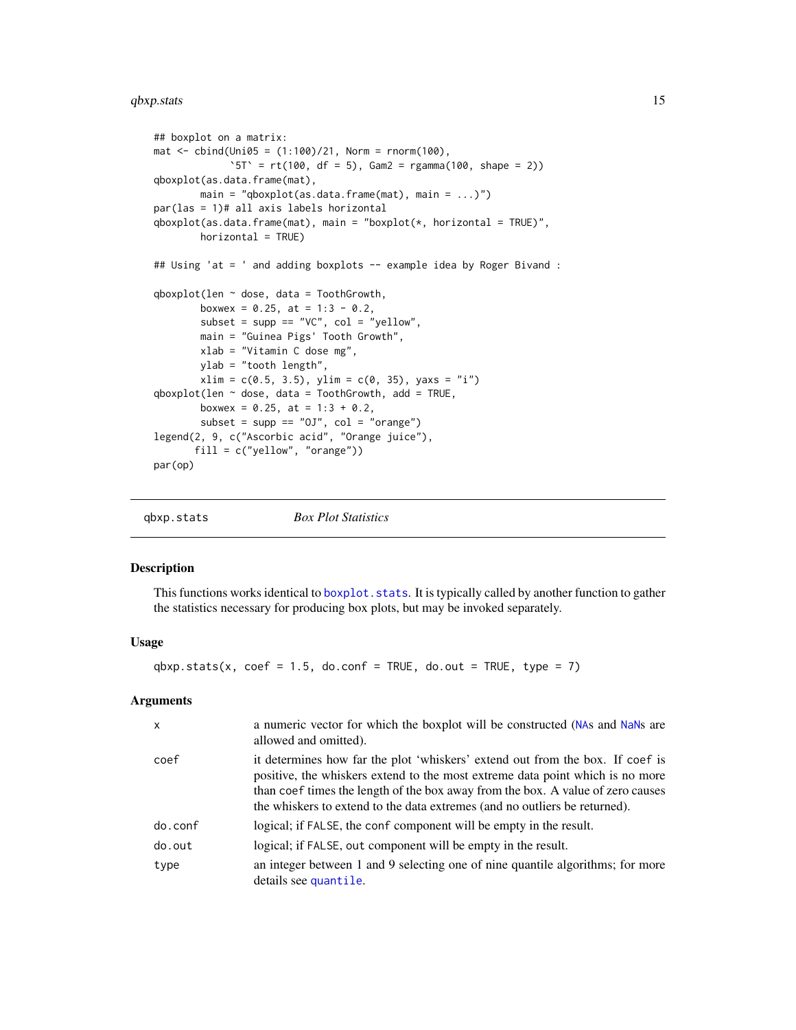```
## boxplot on a matrix:
mat <- cbind(Uni05 = (1:100)/21, Norm = rnorm(100),
             `5T` = rt(100, df = 5), Gam2 = rgamma(100, shape = 2))
qboxplot(as.data.frame(mat),
        main = "qboxplot(as.data.frame(mat), main = ...)")
par(las = 1)# all axis labels horizontal
qboxplot(as.data.frame(mat), main = "boxplot(*, horizontal = TRUE)",
        horizontal = TRUE)

## Using 'at = ' and adding boxplots -- example idea by Roger Bivand :

qboxplot(len ~ dose, data = ToothGrowth,
        boxwex = 0.25, at = 1:3 - 0.2,
        subset = supp == "VC", col = "yellow",
        main = "Guinea Pigs' Tooth Growth",
        xlab = "Vitamin C dose mg",
        ylab = "tooth length",
        xlim = c(0.5, 3.5), ylim = c(0, 35), yaxs = "i")
qboxplot(len ~ dose, data = ToothGrowth, add = TRUE,
        boxwex = 0.25, at = 1:3 + 0.2,
        subset = supp == "OJ", col = "orange")
legend(2, 9, c("Ascorbic acid", "Orange juice"),
       fill = c("yellow", "orange"))
par(op)
```

---

## qbxp.stats — *Box Plot Statistics*

### Description

This functions works identical to `boxplot.stats`. It is typically called by another function to gather the statistics necessary for producing box plots, but may be invoked separately.

### Usage

```
qbxp.stats(x, coef = 1.5, do.conf = TRUE, do.out = TRUE, type = 7)
```

### Arguments

| | |
|---|---|
| `x` | a numeric vector for which the boxplot will be constructed (`NA`s and `NaN`s are allowed and omitted). |
| `coef` | it determines how far the plot 'whiskers' extend out from the box. If `coef` is positive, the whiskers extend to the most extreme data point which is no more than `coef` times the length of the box away from the box. A value of zero causes the whiskers to extend to the data extremes (and no outliers be returned). |
| `do.conf` | logical; if `FALSE`, the `conf` component will be empty in the result. |
| `do.out` | logical; if `FALSE`, `out` component will be empty in the result. |
| `type` | an integer between 1 and 9 selecting one of nine quantile algorithms; for more details see `quantile`. |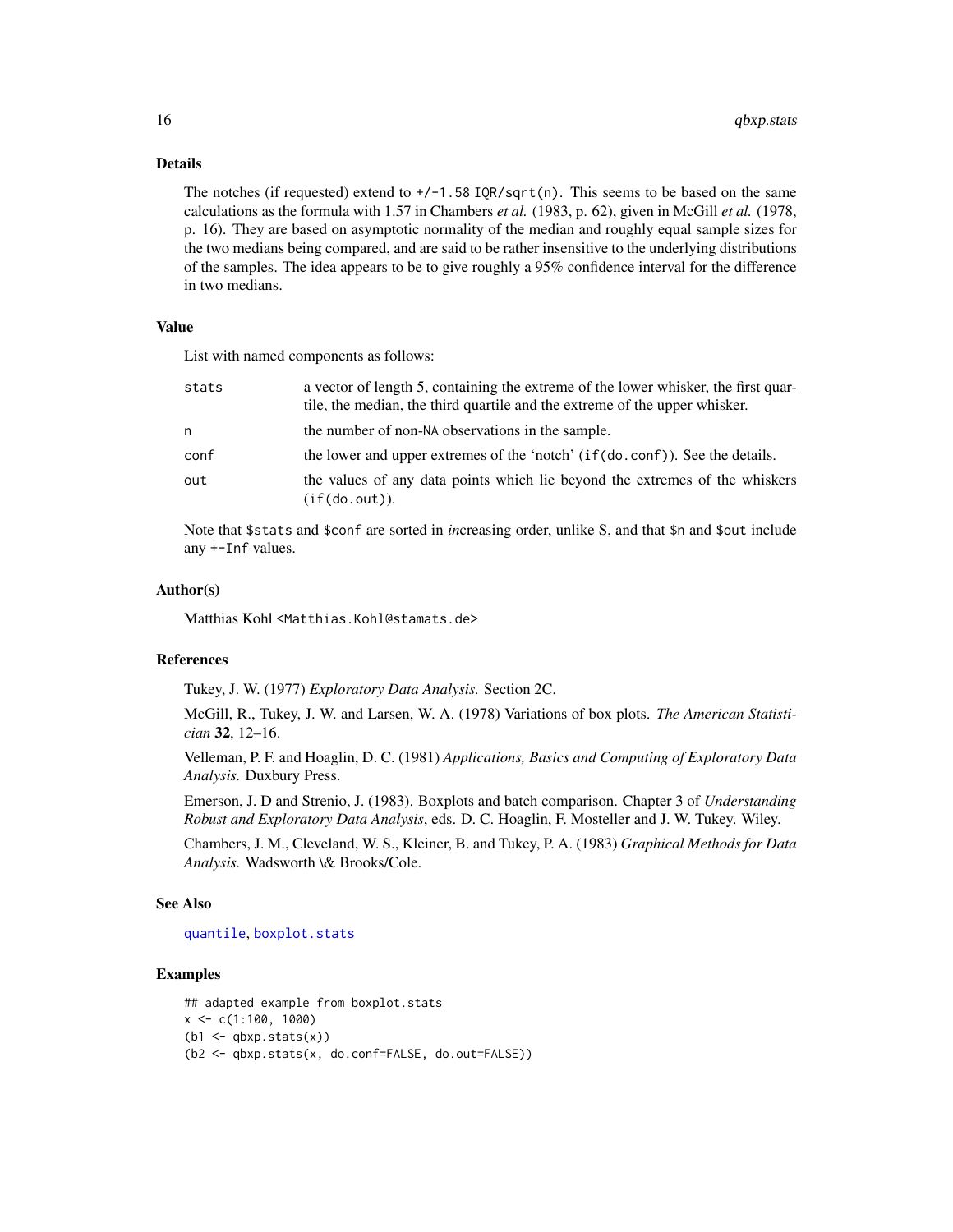## Details

The notches (if requested) extend to `+/-1.58 IQR/sqrt(n)`. This seems to be based on the same calculations as the formula with 1.57 in Chambers *et al.* (1983, p. 62), given in McGill *et al.* (1978, p. 16). They are based on asymptotic normality of the median and roughly equal sample sizes for the two medians being compared, and are said to be rather insensitive to the underlying distributions of the samples. The idea appears to be to give roughly a 95% confidence interval for the difference in two medians.

## Value

List with named components as follows:

| | |
|---|---|
| `stats` | a vector of length 5, containing the extreme of the lower whisker, the first quartile, the median, the third quartile and the extreme of the upper whisker. |
| `n` | the number of non-`NA` observations in the sample. |
| `conf` | the lower and upper extremes of the 'notch' (`if(do.conf)`). See the details. |
| `out` | the values of any data points which lie beyond the extremes of the whiskers (`if(do.out)`). |

Note that `$stats` and `$conf` are sorted in *in*creasing order, unlike S, and that `$n` and `$out` include any `+-Inf` values.

## Author(s)

Matthias Kohl <Matthias.Kohl@stamats.de>

## References

Tukey, J. W. (1977) *Exploratory Data Analysis.* Section 2C.

McGill, R., Tukey, J. W. and Larsen, W. A. (1978) Variations of box plots. *The American Statistician* **32**, 12–16.

Velleman, P. F. and Hoaglin, D. C. (1981) *Applications, Basics and Computing of Exploratory Data Analysis.* Duxbury Press.

Emerson, J. D and Strenio, J. (1983). Boxplots and batch comparison. Chapter 3 of *Understanding Robust and Exploratory Data Analysis*, eds. D. C. Hoaglin, F. Mosteller and J. W. Tukey. Wiley.

Chambers, J. M., Cleveland, W. S., Kleiner, B. and Tukey, P. A. (1983) *Graphical Methods for Data Analysis.* Wadsworth \& Brooks/Cole.

## See Also

`quantile`, `boxplot.stats`

## Examples

```
## adapted example from boxplot.stats
x <- c(1:100, 1000)
(b1 <- qbxp.stats(x))
(b2 <- qbxp.stats(x, do.conf=FALSE, do.out=FALSE))
```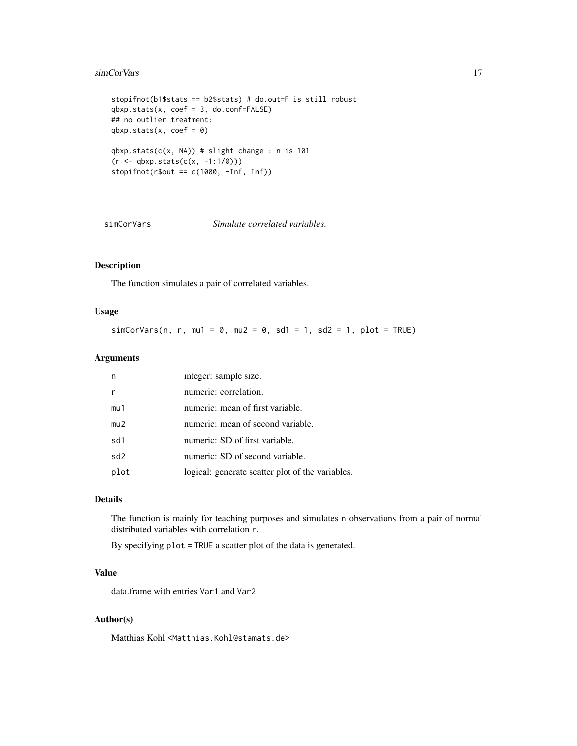```
stopifnot(b1$stats == b2$stats) # do.out=F is still robust
qbxp.stats(x, coef = 3, do.conf=FALSE)
## no outlier treatment:
qbxp.stats(x, coef = 0)

qbxp.stats(c(x, NA)) # slight change : n is 101
(r <- qbxp.stats(c(x, -1:1/0)))
stopifnot(r$out == c(1000, -Inf, Inf))
```

---

## simCorVars &nbsp;&nbsp;&nbsp;&nbsp; *Simulate correlated variables.*

---

### Description

The function simulates a pair of correlated variables.

### Usage

```
simCorVars(n, r, mu1 = 0, mu2 = 0, sd1 = 1, sd2 = 1, plot = TRUE)
```

### Arguments

| | |
|---|---|
| `n` | integer: sample size. |
| `r` | numeric: correlation. |
| `mu1` | numeric: mean of first variable. |
| `mu2` | numeric: mean of second variable. |
| `sd1` | numeric: SD of first variable. |
| `sd2` | numeric: SD of second variable. |
| `plot` | logical: generate scatter plot of the variables. |

### Details

The function is mainly for teaching purposes and simulates `n` observations from a pair of normal distributed variables with correlation `r`.

By specifying `plot = TRUE` a scatter plot of the data is generated.

### Value

data.frame with entries `Var1` and `Var2`

### Author(s)

Matthias Kohl <`Matthias.Kohl@stamats.de`>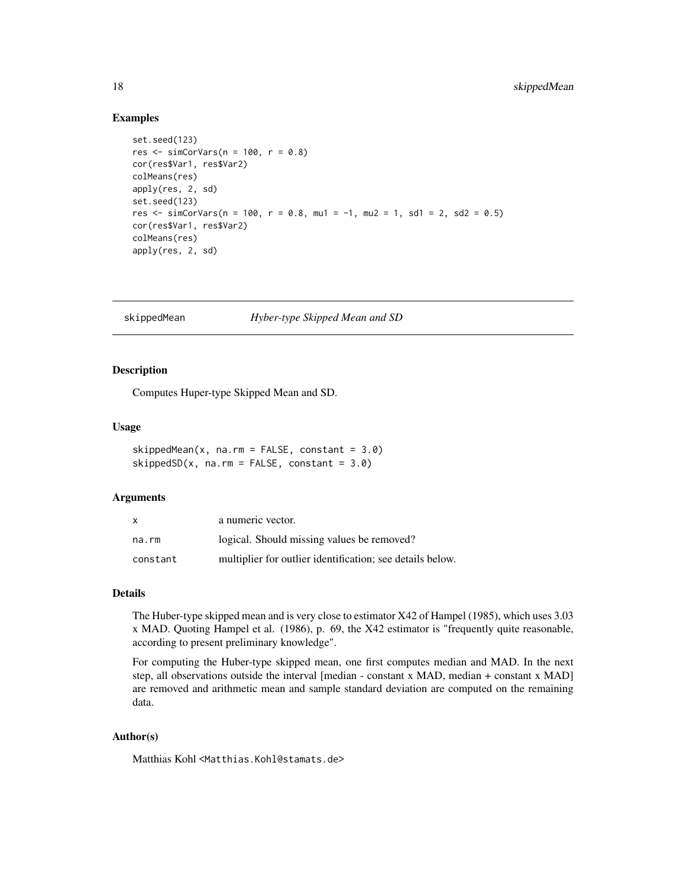## Examples

```
set.seed(123)
res <- simCorVars(n = 100, r = 0.8)
cor(res$Var1, res$Var2)
colMeans(res)
apply(res, 2, sd)
set.seed(123)
res <- simCorVars(n = 100, r = 0.8, mu1 = -1, mu2 = 1, sd1 = 2, sd2 = 0.5)
cor(res$Var1, res$Var2)
colMeans(res)
apply(res, 2, sd)
```

---

# skippedMean *Hyber-type Skipped Mean and SD*

---

## Description

Computes Huper-type Skipped Mean and SD.

## Usage

```
skippedMean(x, na.rm = FALSE, constant = 3.0)
skippedSD(x, na.rm = FALSE, constant = 3.0)
```

## Arguments

| | |
|---|---|
| `x` | a numeric vector. |
| `na.rm` | logical. Should missing values be removed? |
| `constant` | multiplier for outlier identification; see details below. |

## Details

The Huber-type skipped mean and is very close to estimator X42 of Hampel (1985), which uses 3.03 x MAD. Quoting Hampel et al. (1986), p. 69, the X42 estimator is "frequently quite reasonable, according to present preliminary knowledge".

For computing the Huber-type skipped mean, one first computes median and MAD. In the next step, all observations outside the interval [median - constant x MAD, median + constant x MAD] are removed and arithmetic mean and sample standard deviation are computed on the remaining data.

## Author(s)

Matthias Kohl <Matthias.Kohl@stamats.de>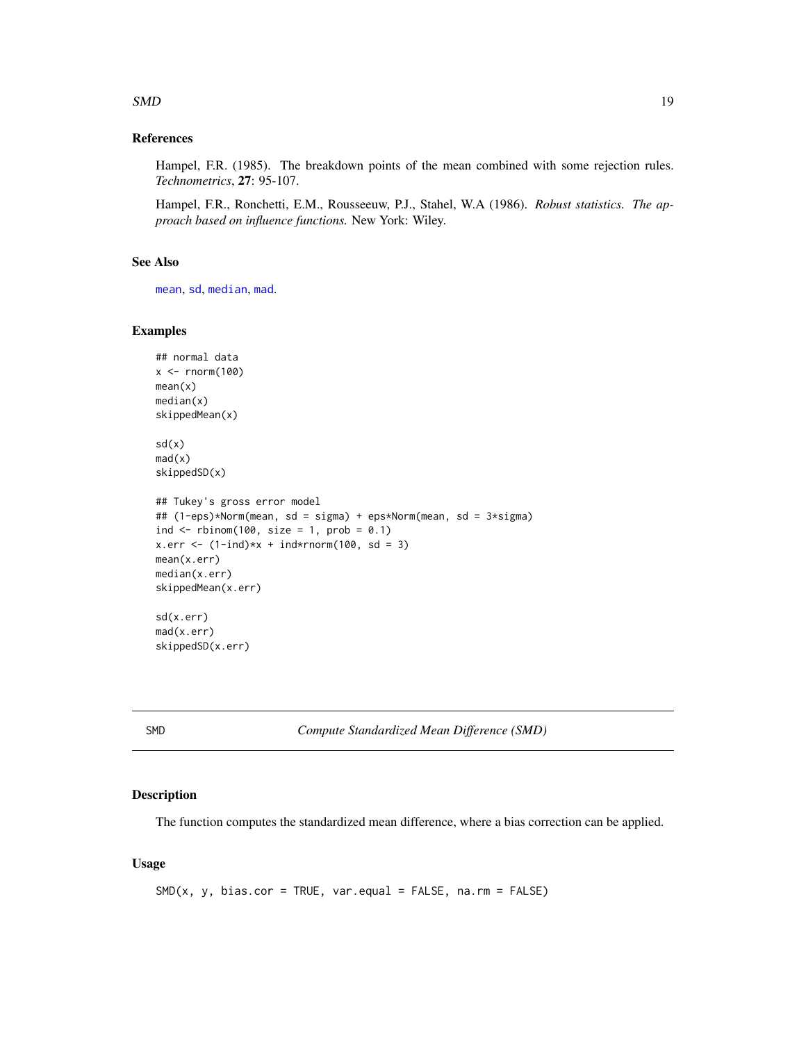### References

Hampel, F.R. (1985). The breakdown points of the mean combined with some rejection rules. *Technometrics*, **27**: 95-107.

Hampel, F.R., Ronchetti, E.M., Rousseeuw, P.J., Stahel, W.A (1986). *Robust statistics. The approach based on influence functions.* New York: Wiley.

### See Also

`mean`, `sd`, `median`, `mad`.

### Examples

```
## normal data
x <- rnorm(100)
mean(x)
median(x)
skippedMean(x)

sd(x)
mad(x)
skippedSD(x)

## Tukey's gross error model
## (1-eps)*Norm(mean, sd = sigma) + eps*Norm(mean, sd = 3*sigma)
ind <- rbinom(100, size = 1, prob = 0.1)
x.err <- (1-ind)*x + ind*rnorm(100, sd = 3)
mean(x.err)
median(x.err)
skippedMean(x.err)

sd(x.err)
mad(x.err)
skippedSD(x.err)
```

---

## SMD — *Compute Standardized Mean Difference (SMD)*

---

### Description

The function computes the standardized mean difference, where a bias correction can be applied.

### Usage

```
SMD(x, y, bias.cor = TRUE, var.equal = FALSE, na.rm = FALSE)
```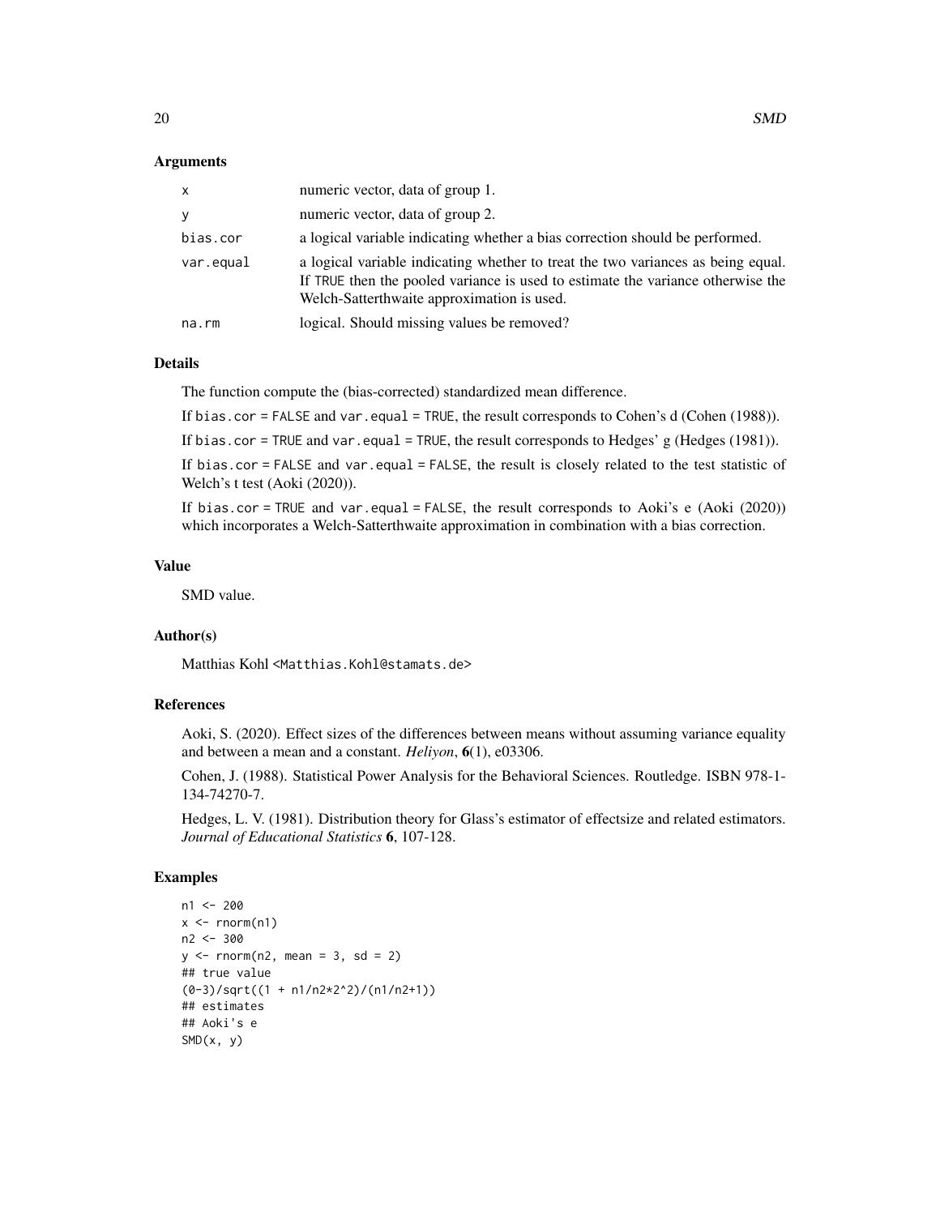### Arguments

| | |
|---|---|
| x | numeric vector, data of group 1. |
| y | numeric vector, data of group 2. |
| bias.cor | a logical variable indicating whether a bias correction should be performed. |
| var.equal | a logical variable indicating whether to treat the two variances as being equal. If TRUE then the pooled variance is used to estimate the variance otherwise the Welch-Satterthwaite approximation is used. |
| na.rm | logical. Should missing values be removed? |

### Details

The function compute the (bias-corrected) standardized mean difference.

If `bias.cor = FALSE` and `var.equal = TRUE`, the result corresponds to Cohen's d (Cohen (1988)).

If `bias.cor = TRUE` and `var.equal = TRUE`, the result corresponds to Hedges' g (Hedges (1981)).

If `bias.cor = FALSE` and `var.equal = FALSE`, the result is closely related to the test statistic of Welch's t test (Aoki (2020)).

If `bias.cor = TRUE` and `var.equal = FALSE`, the result corresponds to Aoki's e (Aoki (2020)) which incorporates a Welch-Satterthwaite approximation in combination with a bias correction.

### Value

SMD value.

### Author(s)

Matthias Kohl <Matthias.Kohl@stamats.de>

### References

Aoki, S. (2020). Effect sizes of the differences between means without assuming variance equality and between a mean and a constant. *Heliyon*, **6**(1), e03306.

Cohen, J. (1988). Statistical Power Analysis for the Behavioral Sciences. Routledge. ISBN 978-1-134-74270-7.

Hedges, L. V. (1981). Distribution theory for Glass's estimator of effectsize and related estimators. *Journal of Educational Statistics* **6**, 107-128.

### Examples

```
n1 <- 200
x <- rnorm(n1)
n2 <- 300
y <- rnorm(n2, mean = 3, sd = 2)
## true value
(0-3)/sqrt((1 + n1/n2*2^2)/(n1/n2+1))
## estimates
## Aoki's e
SMD(x, y)
```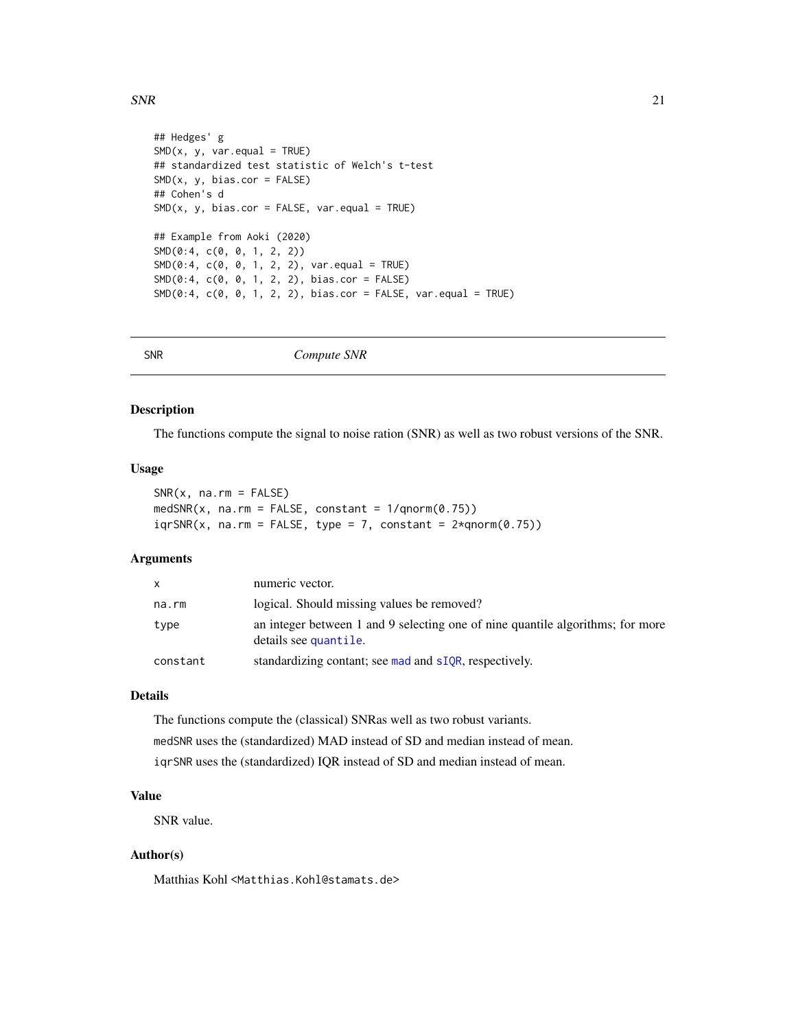```
## Hedges' g
SMD(x, y, var.equal = TRUE)
## standardized test statistic of Welch's t-test
SMD(x, y, bias.cor = FALSE)
## Cohen's d
SMD(x, y, bias.cor = FALSE, var.equal = TRUE)

## Example from Aoki (2020)
SMD(0:4, c(0, 0, 1, 2, 2))
SMD(0:4, c(0, 0, 1, 2, 2), var.equal = TRUE)
SMD(0:4, c(0, 0, 1, 2, 2), bias.cor = FALSE)
SMD(0:4, c(0, 0, 1, 2, 2), bias.cor = FALSE, var.equal = TRUE)
```

---

## SNR — *Compute SNR*

### Description

The functions compute the signal to noise ration (SNR) as well as two robust versions of the SNR.

### Usage

```
SNR(x, na.rm = FALSE)
medSNR(x, na.rm = FALSE, constant = 1/qnorm(0.75))
iqrSNR(x, na.rm = FALSE, type = 7, constant = 2*qnorm(0.75))
```

### Arguments

| | |
|---|---|
| `x` | numeric vector. |
| `na.rm` | logical. Should missing values be removed? |
| `type` | an integer between 1 and 9 selecting one of nine quantile algorithms; for more details see `quantile`. |
| `constant` | standardizing contant; see `mad` and `sIQR`, respectively. |

### Details

The functions compute the (classical) SNRas well as two robust variants.

`medSNR` uses the (standardized) MAD instead of SD and median instead of mean.

`iqrSNR` uses the (standardized) IQR instead of SD and median instead of mean.

### Value

SNR value.

### Author(s)

Matthias Kohl <Matthias.Kohl@stamats.de>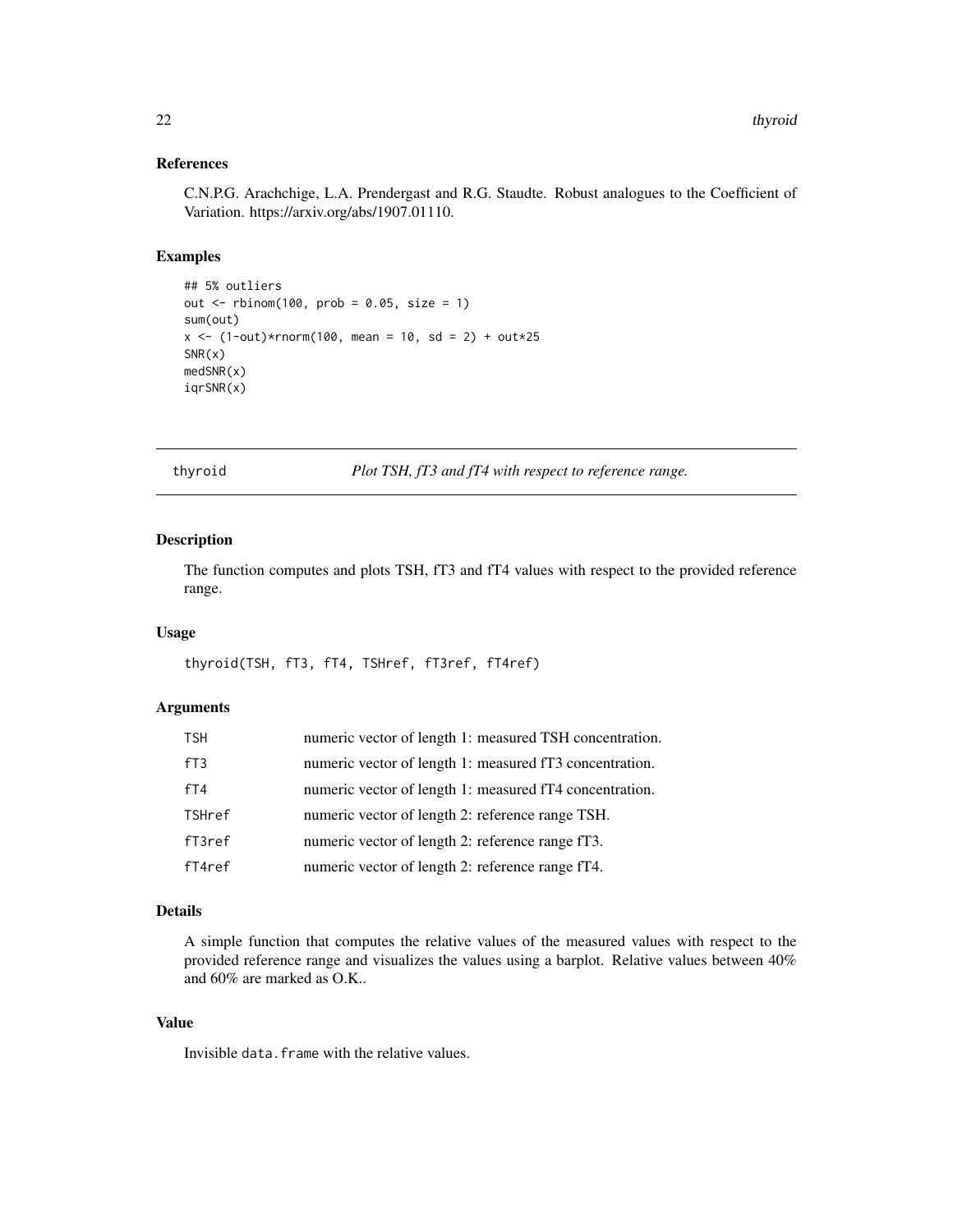### References

C.N.P.G. Arachchige, L.A. Prendergast and R.G. Staudte. Robust analogues to the Coefficient of Variation. https://arxiv.org/abs/1907.01110.

### Examples

```
## 5% outliers
out <- rbinom(100, prob = 0.05, size = 1)
sum(out)
x <- (1-out)*rnorm(100, mean = 10, sd = 2) + out*25
SNR(x)
medSNR(x)
iqrSNR(x)
```

---

## thyroid — *Plot TSH, fT3 and fT4 with respect to reference range.*

---

### Description

The function computes and plots TSH, fT3 and fT4 values with respect to the provided reference range.

### Usage

```
thyroid(TSH, fT3, fT4, TSHref, fT3ref, fT4ref)
```

### Arguments

| | |
|---|---|
| `TSH` | numeric vector of length 1: measured TSH concentration. |
| `fT3` | numeric vector of length 1: measured fT3 concentration. |
| `fT4` | numeric vector of length 1: measured fT4 concentration. |
| `TSHref` | numeric vector of length 2: reference range TSH. |
| `fT3ref` | numeric vector of length 2: reference range fT3. |
| `fT4ref` | numeric vector of length 2: reference range fT4. |

### Details

A simple function that computes the relative values of the measured values with respect to the provided reference range and visualizes the values using a barplot. Relative values between 40% and 60% are marked as O.K..

### Value

Invisible `data.frame` with the relative values.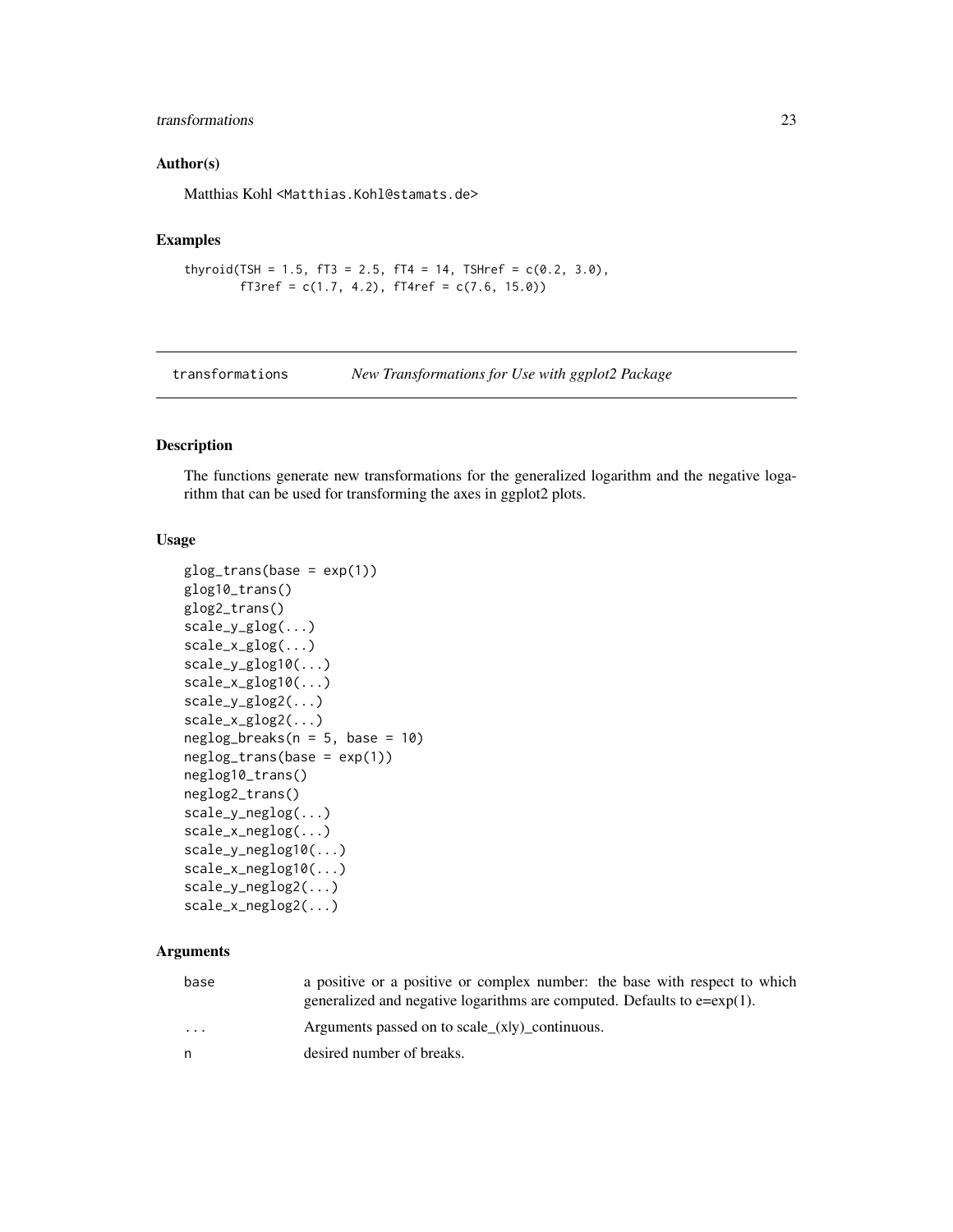## Author(s)

Matthias Kohl <Matthias.Kohl@stamats.de>

## Examples

```
thyroid(TSH = 1.5, fT3 = 2.5, fT4 = 14, TSHref = c(0.2, 3.0),
        fT3ref = c(1.7, 4.2), fT4ref = c(7.6, 15.0))
```

---

# transformations *New Transformations for Use with ggplot2 Package*

---

## Description

The functions generate new transformations for the generalized logarithm and the negative logarithm that can be used for transforming the axes in ggplot2 plots.

## Usage

```
glog_trans(base = exp(1))
glog10_trans()
glog2_trans()
scale_y_glog(...)
scale_x_glog(...)
scale_y_glog10(...)
scale_x_glog10(...)
scale_y_glog2(...)
scale_x_glog2(...)
neglog_breaks(n = 5, base = 10)
neglog_trans(base = exp(1))
neglog10_trans()
neglog2_trans()
scale_y_neglog(...)
scale_x_neglog(...)
scale_y_neglog10(...)
scale_x_neglog10(...)
scale_y_neglog2(...)
scale_x_neglog2(...)
```

## Arguments

| | |
|---|---|
| base | a positive or a positive or complex number: the base with respect to which generalized and negative logarithms are computed. Defaults to e=exp(1). |
| ... | Arguments passed on to scale_(x\|y)_continuous. |
| n | desired number of breaks. |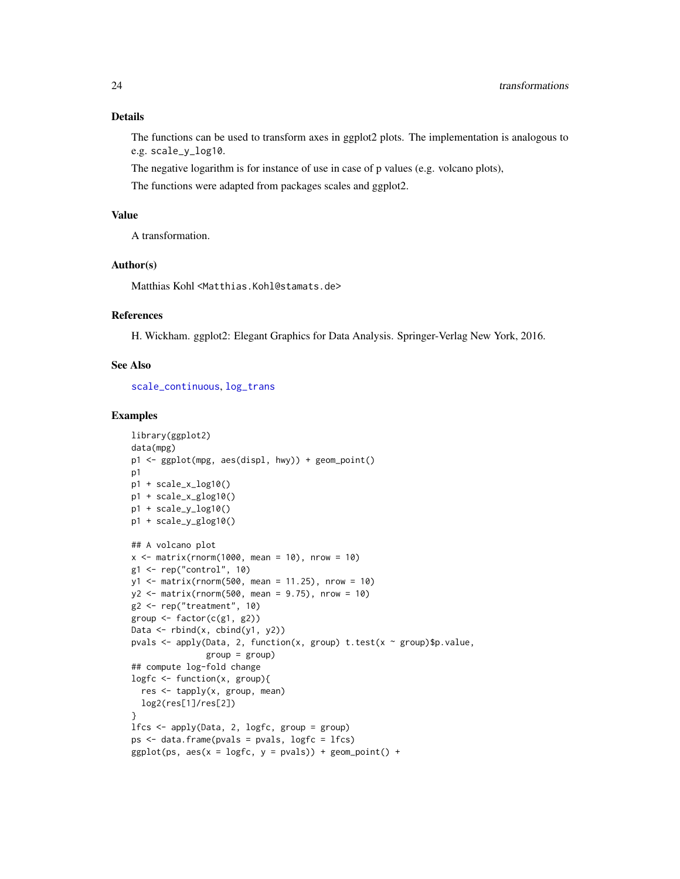## Details

The functions can be used to transform axes in ggplot2 plots. The implementation is analogous to e.g. `scale_y_log10`.

The negative logarithm is for instance of use in case of p values (e.g. volcano plots),

The functions were adapted from packages scales and ggplot2.

## Value

A transformation.

## Author(s)

Matthias Kohl <Matthias.Kohl@stamats.de>

## References

H. Wickham. ggplot2: Elegant Graphics for Data Analysis. Springer-Verlag New York, 2016.

## See Also

`scale_continuous`, `log_trans`

## Examples

```
library(ggplot2)
data(mpg)
p1 <- ggplot(mpg, aes(displ, hwy)) + geom_point()
p1
p1 + scale_x_log10()
p1 + scale_x_glog10()
p1 + scale_y_log10()
p1 + scale_y_glog10()

## A volcano plot
x <- matrix(rnorm(1000, mean = 10), nrow = 10)
g1 <- rep("control", 10)
y1 <- matrix(rnorm(500, mean = 11.25), nrow = 10)
y2 <- matrix(rnorm(500, mean = 9.75), nrow = 10)
g2 <- rep("treatment", 10)
group <- factor(c(g1, g2))
Data <- rbind(x, cbind(y1, y2))
pvals <- apply(Data, 2, function(x, group) t.test(x ~ group)$p.value,
               group = group)
## compute log-fold change
logfc <- function(x, group){
  res <- tapply(x, group, mean)
  log2(res[1]/res[2])
}
lfcs <- apply(Data, 2, logfc, group = group)
ps <- data.frame(pvals = pvals, logfc = lfcs)
ggplot(ps, aes(x = logfc, y = pvals)) + geom_point() +
```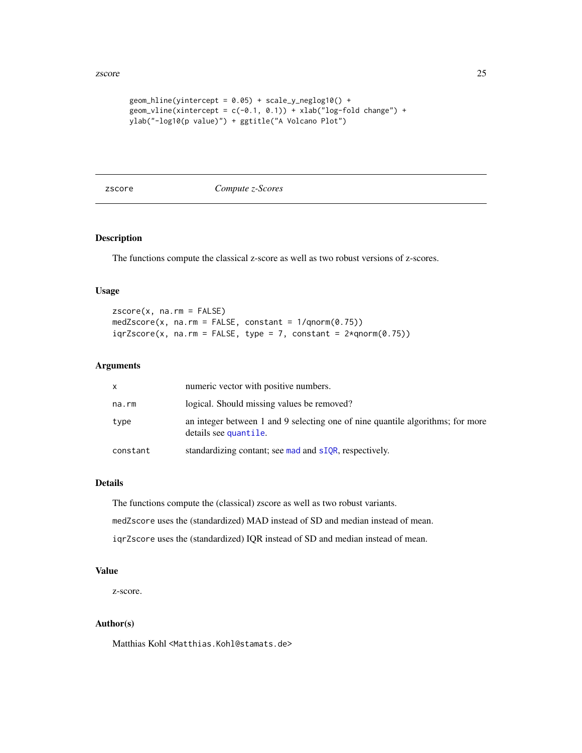```
geom_hline(yintercept = 0.05) + scale_y_neglog10() +
geom_vline(xintercept = c(-0.1, 0.1)) + xlab("log-fold change") +
ylab("-log10(p value)") + ggtitle("A Volcano Plot")
```

---

zscore — *Compute z-Scores*

---

## Description

The functions compute the classical z-score as well as two robust versions of z-scores.

## Usage

```
zscore(x, na.rm = FALSE)
medZscore(x, na.rm = FALSE, constant = 1/qnorm(0.75))
iqrZscore(x, na.rm = FALSE, type = 7, constant = 2*qnorm(0.75))
```

## Arguments

| | |
|---|---|
| `x` | numeric vector with positive numbers. |
| `na.rm` | logical. Should missing values be removed? |
| `type` | an integer between 1 and 9 selecting one of nine quantile algorithms; for more details see `quantile`. |
| `constant` | standardizing contant; see `mad` and `sIQR`, respectively. |

## Details

The functions compute the (classical) zscore as well as two robust variants.

`medZscore` uses the (standardized) MAD instead of SD and median instead of mean.

`iqrZscore` uses the (standardized) IQR instead of SD and median instead of mean.

## Value

z-score.

## Author(s)

Matthias Kohl <Matthias.Kohl@stamats.de>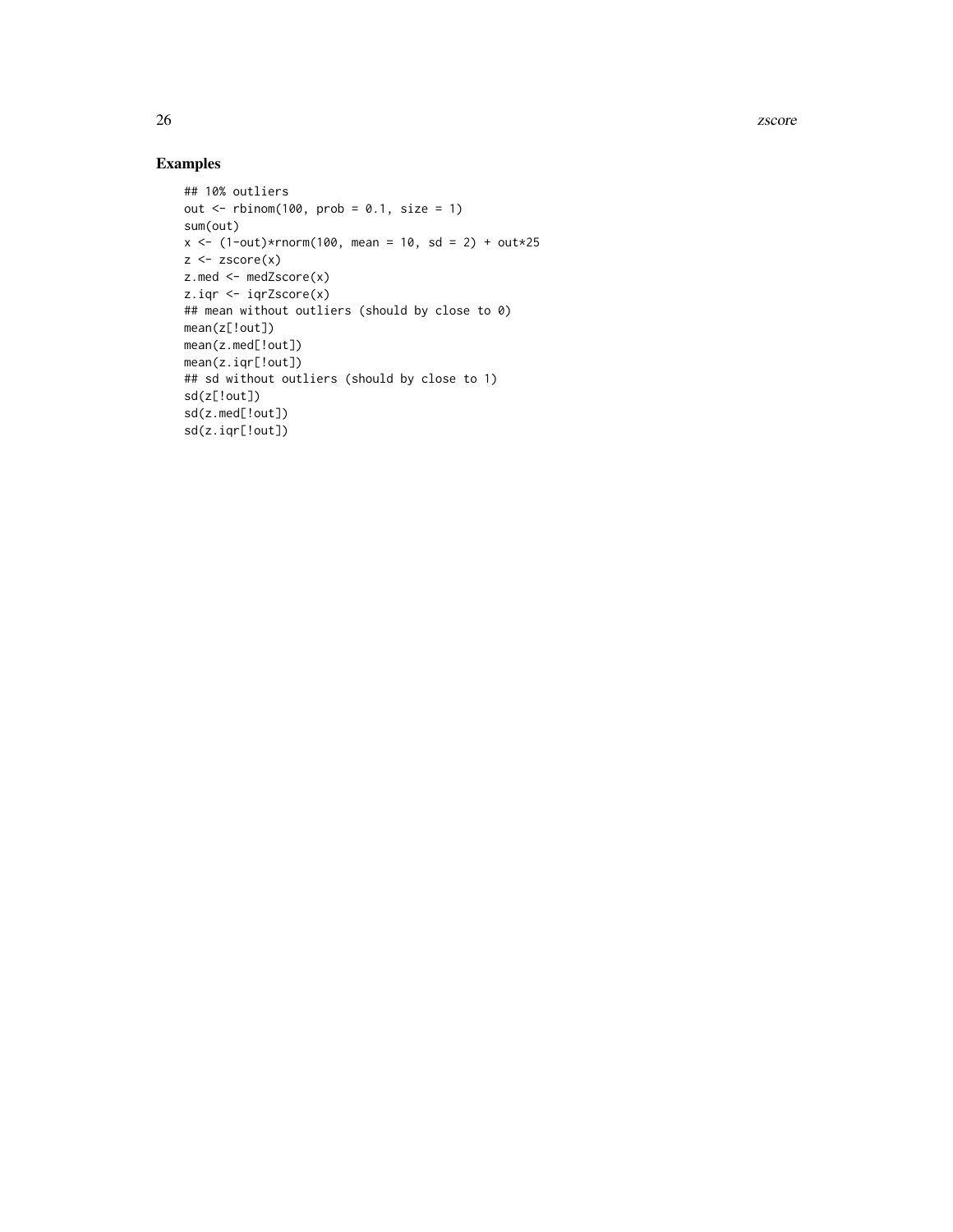## Examples

```
## 10% outliers
out <- rbinom(100, prob = 0.1, size = 1)
sum(out)
x <- (1-out)*rnorm(100, mean = 10, sd = 2) + out*25
z <- zscore(x)
z.med <- medZscore(x)
z.iqr <- iqrZscore(x)
## mean without outliers (should by close to 0)
mean(z[!out])
mean(z.med[!out])
mean(z.iqr[!out])
## sd without outliers (should by close to 1)
sd(z[!out])
sd(z.med[!out])
sd(z.iqr[!out])
```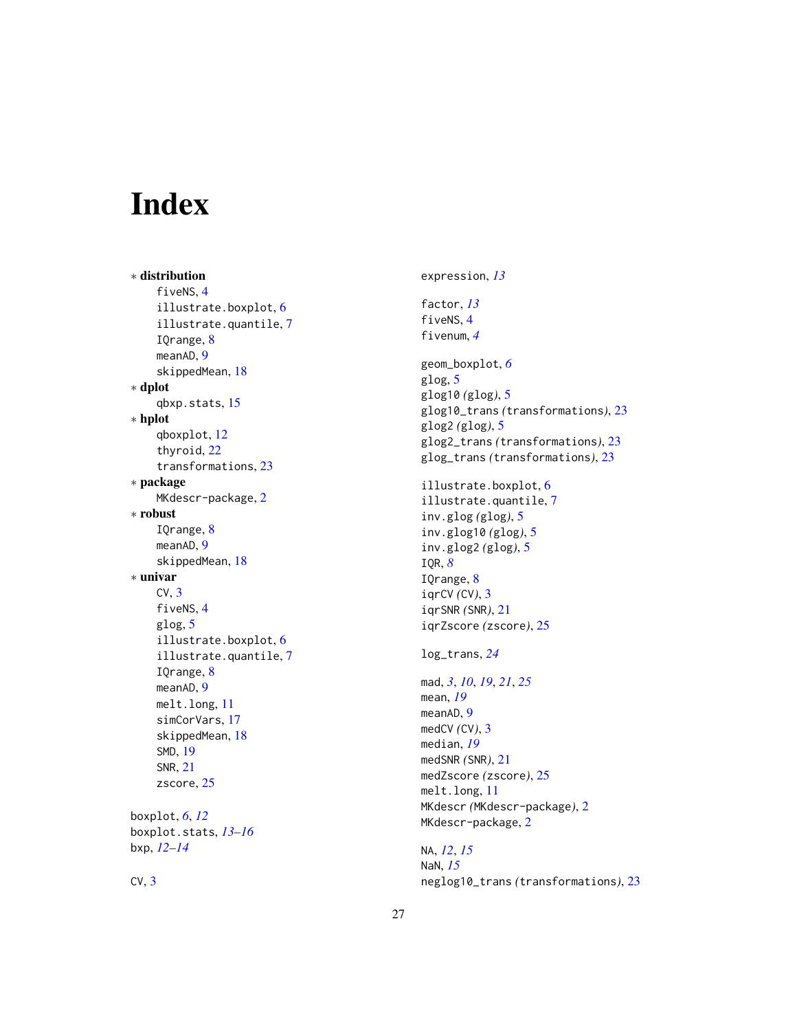# Index

∗ **distribution**
- fiveNS, 4
- illustrate.boxplot, 6
- illustrate.quantile, 7
- IQrange, 8
- meanAD, 9
- skippedMean, 18

∗ **dplot**
- qbxp.stats, 15

∗ **hplot**
- qboxplot, 12
- thyroid, 22
- transformations, 23

∗ **package**
- MKdescr-package, 2

∗ **robust**
- IQrange, 8
- meanAD, 9
- skippedMean, 18

∗ **univar**
- CV, 3
- fiveNS, 4
- glog, 5
- illustrate.boxplot, 6
- illustrate.quantile, 7
- IQrange, 8
- meanAD, 9
- melt.long, 11
- simCorVars, 17
- skippedMean, 18
- SMD, 19
- SNR, 21
- zscore, 25

boxplot, *6*, *12*
boxplot.stats, *13–16*
bxp, *12–14*

CV, 3

expression, *13*

factor, *13*
fiveNS, 4
fivenum, *4*

geom_boxplot, *6*
glog, 5
glog10 *(*glog*)*, 5
glog10_trans *(*transformations*)*, 23
glog2 *(*glog*)*, 5
glog2_trans *(*transformations*)*, 23
glog_trans *(*transformations*)*, 23

illustrate.boxplot, 6
illustrate.quantile, 7
inv.glog *(*glog*)*, 5
inv.glog10 *(*glog*)*, 5
inv.glog2 *(*glog*)*, 5
IQR, *8*
IQrange, 8
iqrCV *(*CV*)*, 3
iqrSNR *(*SNR*)*, 21
iqrZscore *(*zscore*)*, 25

log_trans, *24*

mad, *3*, *10*, *19*, *21*, *25*
mean, *19*
meanAD, 9
medCV *(*CV*)*, 3
median, *19*
medSNR *(*SNR*)*, 21
medZscore *(*zscore*)*, 25
melt.long, 11
MKdescr *(*MKdescr-package*)*, 2
MKdescr-package, 2

NA, *12*, *15*
NaN, *15*
neglog10_trans *(*transformations*)*, 23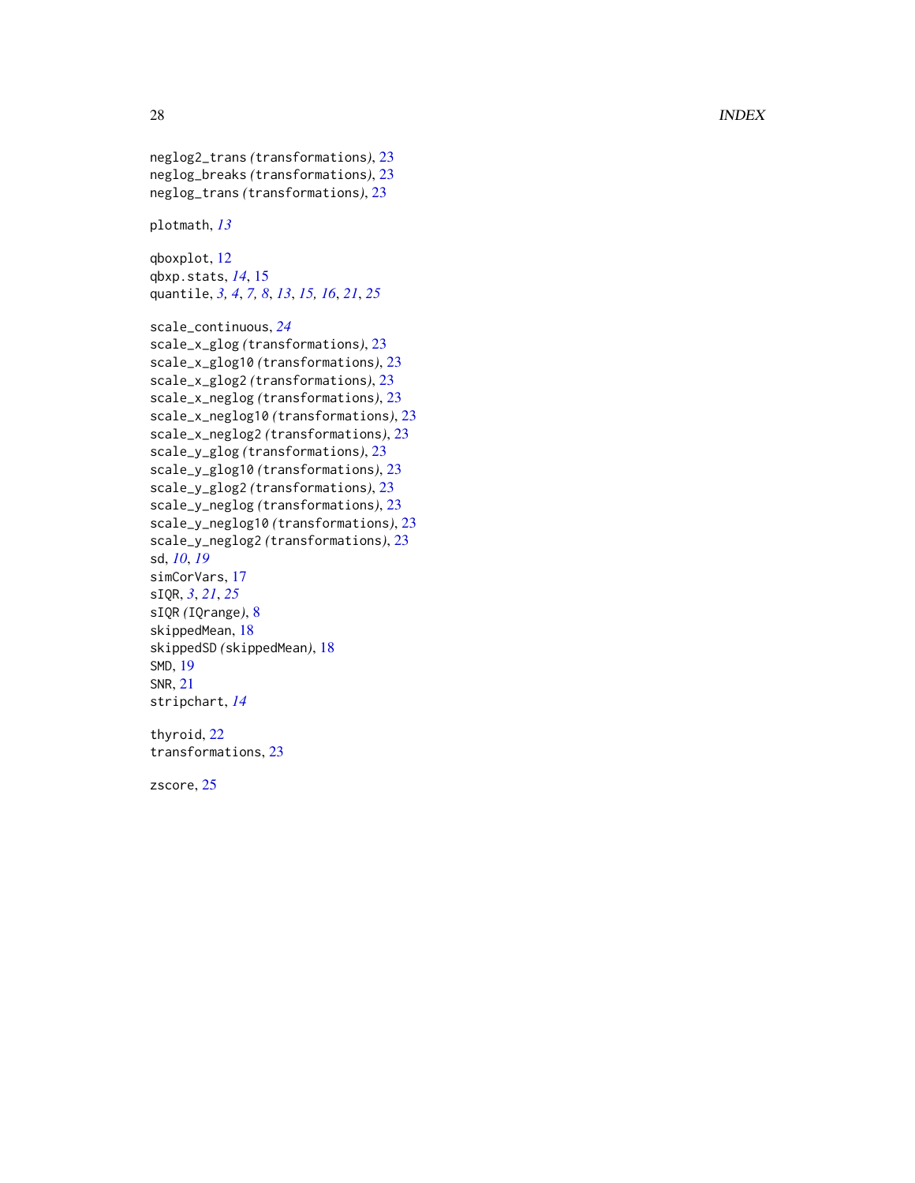neglog2_trans (transformations), 23
neglog_breaks (transformations), 23
neglog_trans (transformations), 23

plotmath, *13*

qboxplot, 12
qbxp.stats, *14*, 15
quantile, *3, 4*, *7, 8*, *13*, *15, 16*, *21*, *25*

scale_continuous, *24*
scale_x_glog (transformations), 23
scale_x_glog10 (transformations), 23
scale_x_glog2 (transformations), 23
scale_x_neglog (transformations), 23
scale_x_neglog10 (transformations), 23
scale_x_neglog2 (transformations), 23
scale_y_glog (transformations), 23
scale_y_glog10 (transformations), 23
scale_y_glog2 (transformations), 23
scale_y_neglog (transformations), 23
scale_y_neglog10 (transformations), 23
scale_y_neglog2 (transformations), 23
sd, *10*, *19*
simCorVars, 17
sIQR, *3*, *21*, *25*
sIQR (IQrange), 8
skippedMean, 18
skippedSD (skippedMean), 18
SMD, 19
SNR, 21
stripchart, *14*

thyroid, 22
transformations, 23

zscore, 25